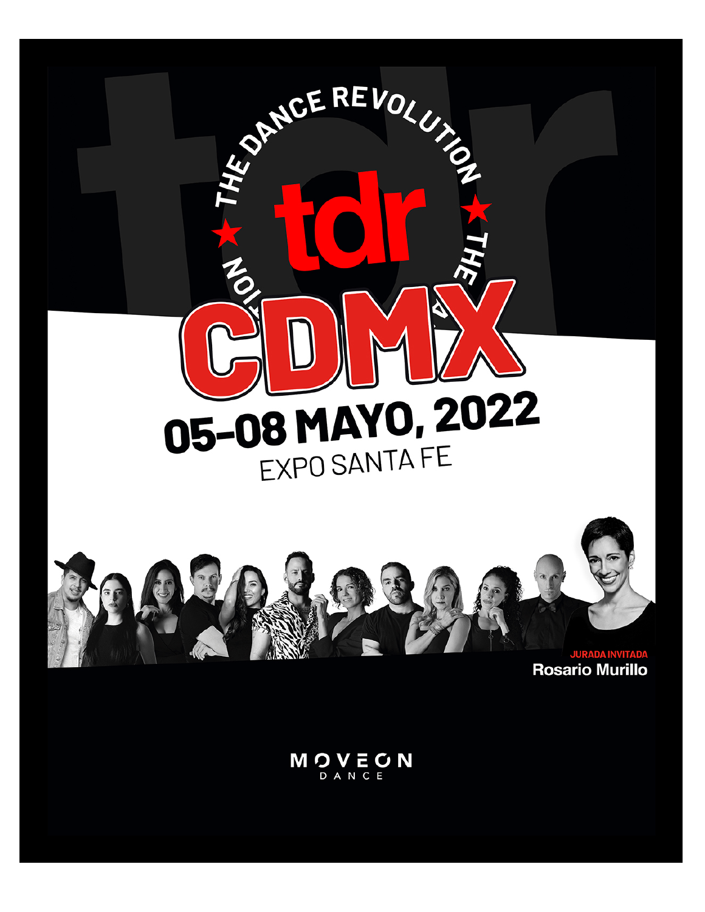# THE DANCE REVOLUTION

# tdr CDMX

## 05-08 MAYO, 2022

EXPO SANTA FE

JURADA INVITADA

**Rosario Murillo**

MOVEON DANCE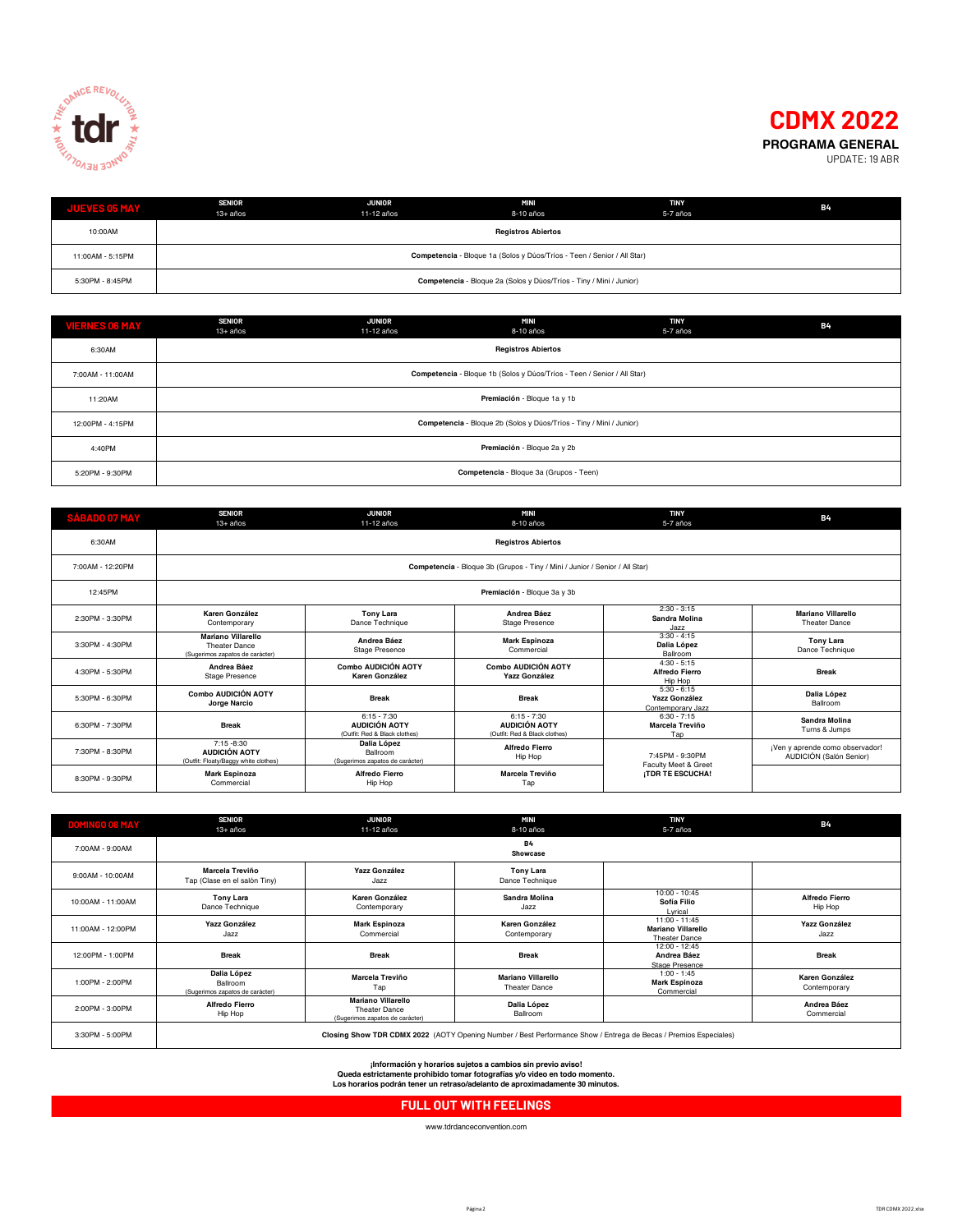# CDMX 2022

**PROGRAMA GENERAL**

UPDATE: 19 ABR

| JUEVES 05 MAY | SENIOR 13+ años | JUNIOR 11-12 años | MINI 8-10 años | TINY 5-7 años | B4 |
|---|---|---|---|---|---|
| 10:00AM | **Registros Abiertos** | | | | |
| 11:00AM - 5:15PM | **Competencia** - Bloque 1a (Solos y Dúos/Tríos - Teen / Senior / All Star) | | | | |
| 5:30PM - 8:45PM | **Competencia** - Bloque 2a (Solos y Dúos/Tríos - Tiny / Mini / Junior) | | | | |

| VIERNES 06 MAY | SENIOR 13+ años | JUNIOR 11-12 años | MINI 8-10 años | TINY 5-7 años | B4 |
|---|---|---|---|---|---|
| 6:30AM | **Registros Abiertos** | | | | |
| 7:00AM - 11:00AM | **Competencia** - Bloque 1b (Solos y Dúos/Tríos - Teen / Senior / All Star) | | | | |
| 11:20AM | **Premiación** - Bloque 1a y 1b | | | | |
| 12:00PM - 4:15PM | **Competencia** - Bloque 2b (Solos y Dúos/Tríos - Tiny / Mini / Junior) | | | | |
| 4:40PM | **Premiación** - Bloque 2a y 2b | | | | |
| 5:20PM - 9:30PM | **Competencia** - Bloque 3a (Grupos - Teen) | | | | |

| SÁBADO 07 MAY | SENIOR 13+ años | JUNIOR 11-12 años | MINI 8-10 años | TINY 5-7 años | B4 |
|---|---|---|---|---|---|
| 6:30AM | **Registros Abiertos** | | | | |
| 7:00AM - 12:20PM | **Competencia** - Bloque 3b (Grupos - Tiny / Mini / Junior / Senior / All Star) | | | | |
| 12:45PM | **Premiación** - Bloque 3a y 3b | | | | |
| 2:30PM - 3:30PM | **Karen González** Contemporary | **Tony Lara** Dance Technique | **Andrea Báez** Stage Presence | 2:30 - 3:15 **Sandra Molina** Jazz | **Mariano Villarello** Theater Dance |
| 3:30PM - 4:30PM | **Mariano Villarello** Theater Dance (Sugerimos zapatos de carácter) | **Andrea Báez** Stage Presence | **Mark Espinoza** Commercial | 3:30 - 4:15 **Dalia López** Ballroom | **Tony Lara** Dance Technique |
| 4:30PM - 5:30PM | **Andrea Báez** Stage Presence | **Combo AUDICIÓN AOTY Karen González** | **Combo AUDICIÓN AOTY Yazz González** | 4:30 - 5:15 **Alfredo Fierro** Hip Hop | **Break** |
| 5:30PM - 6:30PM | **Combo AUDICIÓN AOTY Jorge Narcío** | **Break** | **Break** | 5:30 - 6:15 **Yazz González** Contemporary Jazz | **Dalia López** Ballroom |
| 6:30PM - 7:30PM | **Break** | 6:15 - 7:30 **AUDICIÓN AOTY** (Outfit: Red & Black clothes) | 6:15 - 7:30 **AUDICIÓN AOTY** (Outfit: Red & Black clothes) | 6:30 - 7:15 **Marcela Treviño** Tap | **Sandra Molina** Turns & Jumps |
| 7:30PM - 8:30PM | 7:15 -8:30 **AUDICIÓN AOTY** (Outfit: Floaty/Baggy white clothes) | **Dalia López** Ballroom (Sugerimos zapatos de carácter) | **Alfredo Fierro** Hip Hop | 7:45PM - 9:30PM Faculty Meet & Greet **¡TDR TE ESCUCHA!** | ¡Ven y aprende como observador! AUDICIÓN (Salón Senior) |
| 8:30PM - 9:30PM | **Mark Espinoza** Commercial | **Alfredo Fierro** Hip Hop | **Marcela Treviño** Tap | | |

| DOMINGO 08 MAY | SENIOR 13+ años | JUNIOR 11-12 años | MINI 8-10 años | TINY 5-7 años | B4 |
|---|---|---|---|---|---|
| 7:00AM - 9:00AM | **B4 Showcase** | | | | |
| 9:00AM - 10:00AM | **Marcela Treviño** Tap (Clase en el salón Tiny) | **Yazz González** Jazz | **Tony Lara** Dance Technique | | |
| 10:00AM - 11:00AM | **Tony Lara** Dance Technique | **Karen González** Contemporary | **Sandra Molina** Jazz | 10:00 - 10:45 **Sofía Filio** Lyrical | **Alfredo Fierro** Hip Hop |
| 11:00AM - 12:00PM | **Yazz González** Jazz | **Mark Espinoza** Commercial | **Karen González** Contemporary | 11:00 - 11:45 **Mariano Villarello** Theater Dance | **Yazz González** Jazz |
| 12:00PM - 1:00PM | **Break** | **Break** | **Break** | 12:00 - 12:45 **Andrea Báez** Stage Presence | **Break** |
| 1:00PM - 2:00PM | **Dalia López** Ballroom (Sugerimos zapatos de carácter) | **Marcela Treviño** Tap | **Mariano Villarello** Theater Dance | 1:00 - 1:45 **Mark Espinoza** Commercial | **Karen González** Contemporary |
| 2:00PM - 3:00PM | **Alfredo Fierro** Hip Hop | **Mariano Villarello** Theater Dance (Sugerimos zapatos de carácter) | **Dalia López** Ballroom | | **Andrea Báez** Commercial |
| 3:30PM - 5:00PM | **Closing Show TDR CDMX 2022** (AOTY Opening Number / Best Performance Show / Entrega de Becas / Premios Especiales) | | | | |

**¡Información y horarios sujetos a cambios sin previo aviso!**
**Queda estrictamente prohibido tomar fotografías y/o video en todo momento.**
**Los horarios podrán tener un retraso/adelanto de aproximadamente 30 minutos.**

**FULL OUT WITH FEELINGS**

www.tdrdanceconvention.com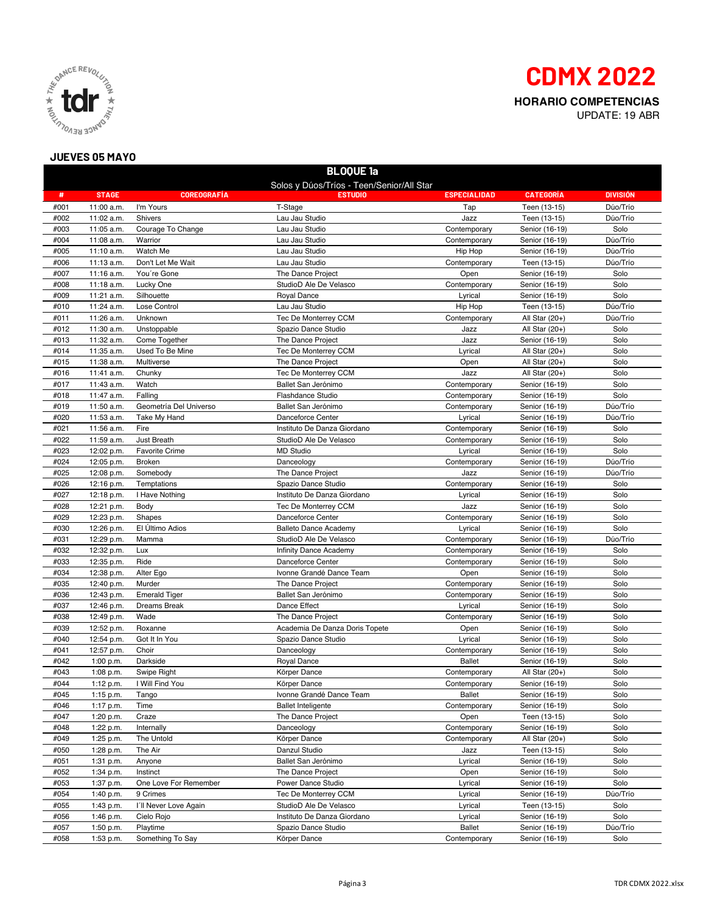# CDMX 2022

**HORARIO COMPETENCIAS**
UPDATE: 19 ABR

**JUEVES 05 MAYO**

| BLOQUE 1a | | | | | | |
|---|---|---|---|---|---|---|
| Solos y Dúos/Tríos - Teen/Senior/All Star | | | | | | |
| **#** | **STAGE** | **COREOGRAFÍA** | **ESTUDIO** | **ESPECIALIDAD** | **CATEGORÍA** | **DIVISIÓN** |
| #001 | 11:00 a.m. | I'm Yours | T-Stage | Tap | Teen (13-15) | Dúo/Trío |
| #002 | 11:02 a.m. | Shivers | Lau Jau Studio | Jazz | Teen (13-15) | Dúo/Trío |
| #003 | 11:05 a.m. | Courage To Change | Lau Jau Studio | Contemporary | Senior (16-19) | Solo |
| #004 | 11:08 a.m. | Warrior | Lau Jau Studio | Contemporary | Senior (16-19) | Dúo/Trío |
| #005 | 11:10 a.m. | Watch Me | Lau Jau Studio | Hip Hop | Senior (16-19) | Dúo/Trío |
| #006 | 11:13 a.m. | Don't Let Me Wait | Lau Jau Studio | Contemporary | Teen (13-15) | Dúo/Trío |
| #007 | 11:16 a.m. | You´re Gone | The Dance Project | Open | Senior (16-19) | Solo |
| #008 | 11:18 a.m. | Lucky One | StudioD Ale De Velasco | Contemporary | Senior (16-19) | Solo |
| #009 | 11:21 a.m. | Silhouette | Royal Dance | Lyrical | Senior (16-19) | Solo |
| #010 | 11:24 a.m. | Lose Control | Lau Jau Studio | Hip Hop | Teen (13-15) | Dúo/Trío |
| #011 | 11:26 a.m. | Unknown | Tec De Monterrey CCM | Contemporary | All Star (20+) | Dúo/Trío |
| #012 | 11:30 a.m. | Unstoppable | Spazio Dance Studio | Jazz | All Star (20+) | Solo |
| #013 | 11:32 a.m. | Come Together | The Dance Project | Jazz | Senior (16-19) | Solo |
| #014 | 11:35 a.m. | Used To Be Mine | Tec De Monterrey CCM | Lyrical | All Star (20+) | Solo |
| #015 | 11:38 a.m. | Multiverse | The Dance Project | Open | All Star (20+) | Solo |
| #016 | 11:41 a.m. | Chunky | Tec De Monterrey CCM | Jazz | All Star (20+) | Solo |
| #017 | 11:43 a.m. | Watch | Ballet San Jerónimo | Contemporary | Senior (16-19) | Solo |
| #018 | 11:47 a.m. | Falling | Flashdance Studio | Contemporary | Senior (16-19) | Solo |
| #019 | 11:50 a.m. | Geometría Del Universo | Ballet San Jerónimo | Contemporary | Senior (16-19) | Dúo/Trío |
| #020 | 11:53 a.m. | Take My Hand | Danceforce Center | Lyrical | Senior (16-19) | Dúo/Trío |
| #021 | 11:56 a.m. | Fire | Instituto De Danza Giordano | Contemporary | Senior (16-19) | Solo |
| #022 | 11:59 a.m. | Just Breath | StudioD Ale De Velasco | Contemporary | Senior (16-19) | Solo |
| #023 | 12:02 p.m. | Favorite Crime | MD Studio | Lyrical | Senior (16-19) | Solo |
| #024 | 12:05 p.m. | Broken | Danceology | Contemporary | Senior (16-19) | Dúo/Trío |
| #025 | 12:08 p.m. | Somebody | The Dance Project | Jazz | Senior (16-19) | Dúo/Trío |
| #026 | 12:16 p.m. | Temptations | Spazio Dance Studio | Contemporary | Senior (16-19) | Solo |
| #027 | 12:18 p.m. | I Have Nothing | Instituto De Danza Giordano | Lyrical | Senior (16-19) | Solo |
| #028 | 12:21 p.m. | Body | Tec De Monterrey CCM | Jazz | Senior (16-19) | Solo |
| #029 | 12:23 p.m. | Shapes | Danceforce Center | Contemporary | Senior (16-19) | Solo |
| #030 | 12:26 p.m. | El Último Adios | Balleto Dance Academy | Lyrical | Senior (16-19) | Solo |
| #031 | 12:29 p.m. | Mamma | StudioD Ale De Velasco | Contemporary | Senior (16-19) | Dúo/Trío |
| #032 | 12:32 p.m. | Lux | Infinity Dance Academy | Contemporary | Senior (16-19) | Solo |
| #033 | 12:35 p.m. | Ride | Danceforce Center | Contemporary | Senior (16-19) | Solo |
| #034 | 12:38 p.m. | Alter Ego | Ivonne Grandé Dance Team | Open | Senior (16-19) | Solo |
| #035 | 12:40 p.m. | Murder | The Dance Project | Contemporary | Senior (16-19) | Solo |
| #036 | 12:43 p.m. | Emerald Tiger | Ballet San Jerónimo | Contemporary | Senior (16-19) | Solo |
| #037 | 12:46 p.m. | Dreams Break | Dance Effect | Lyrical | Senior (16-19) | Solo |
| #038 | 12:49 p.m. | Wade | The Dance Project | Contemporary | Senior (16-19) | Solo |
| #039 | 12:52 p.m. | Roxanne | Academia De Danza Doris Topete | Open | Senior (16-19) | Solo |
| #040 | 12:54 p.m. | Got It In You | Spazio Dance Studio | Lyrical | Senior (16-19) | Solo |
| #041 | 12:57 p.m. | Choir | Danceology | Contemporary | Senior (16-19) | Solo |
| #042 | 1:00 p.m. | Darkside | Royal Dance | Ballet | Senior (16-19) | Solo |
| #043 | 1:08 p.m. | Swipe Right | Körper Dance | Contemporary | All Star (20+) | Solo |
| #044 | 1:12 p.m. | I Will Find You | Körper Dance | Contemporary | Senior (16-19) | Solo |
| #045 | 1:15 p.m. | Tango | Ivonne Grandé Dance Team | Ballet | Senior (16-19) | Solo |
| #046 | 1:17 p.m. | Time | Ballet Inteligente | Contemporary | Senior (16-19) | Solo |
| #047 | 1:20 p.m. | Craze | The Dance Project | Open | Teen (13-15) | Solo |
| #048 | 1:22 p.m. | Internally | Danceology | Contemporary | Senior (16-19) | Solo |
| #049 | 1:25 p.m. | The Untold | Körper Dance | Contemporary | All Star (20+) | Solo |
| #050 | 1:28 p.m. | The Air | Danzul Studio | Jazz | Teen (13-15) | Solo |
| #051 | 1:31 p.m. | Anyone | Ballet San Jerónimo | Lyrical | Senior (16-19) | Solo |
| #052 | 1:34 p.m. | Instinct | The Dance Project | Open | Senior (16-19) | Solo |
| #053 | 1:37 p.m. | One Love For Remember | Power Dance Studio | Lyrical | Senior (16-19) | Solo |
| #054 | 1:40 p.m. | 9 Crimes | Tec De Monterrey CCM | Lyrical | Senior (16-19) | Dúo/Trío |
| #055 | 1:43 p.m. | I´ll Never Love Again | StudioD Ale De Velasco | Lyrical | Teen (13-15) | Solo |
| #056 | 1:46 p.m. | Cielo Rojo | Instituto De Danza Giordano | Lyrical | Senior (16-19) | Solo |
| #057 | 1:50 p.m. | Playtime | Spazio Dance Studio | Ballet | Senior (16-19) | Dúo/Trío |
| #058 | 1:53 p.m. | Something To Say | Körper Dance | Contemporary | Senior (16-19) | Solo |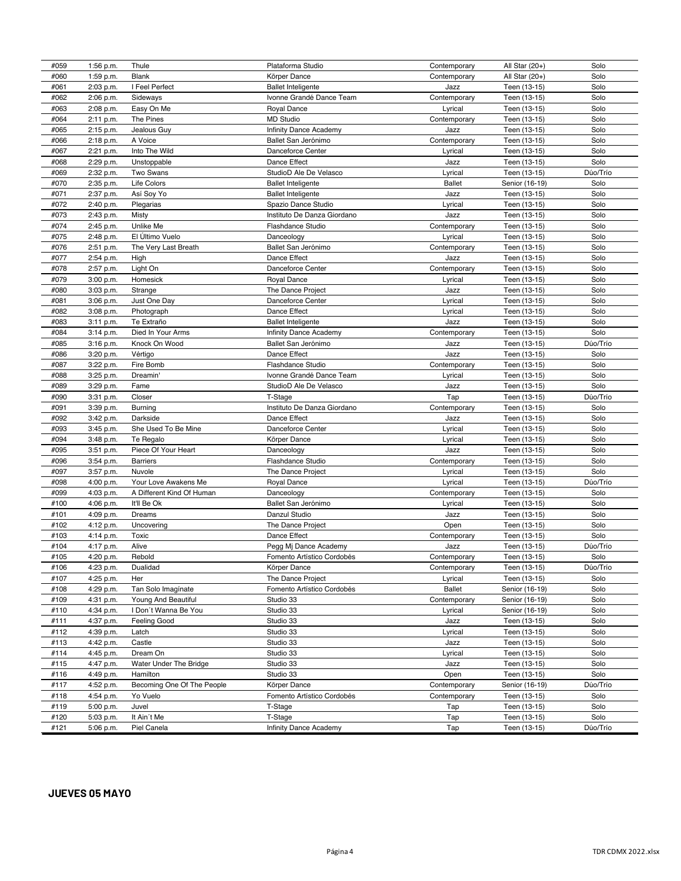| #059 | 1:56 p.m. | Thule | Plataforma Studio | Contemporary | All Star (20+) | Solo |
|---|---|---|---|---|---|---|
| #060 | 1:59 p.m. | Blank | Körper Dance | Contemporary | All Star (20+) | Solo |
| #061 | 2:03 p.m. | I Feel Perfect | Ballet Inteligente | Jazz | Teen (13-15) | Solo |
| #062 | 2:06 p.m. | Sideways | Ivonne Grandé Dance Team | Contemporary | Teen (13-15) | Solo |
| #063 | 2:08 p.m. | Easy On Me | Royal Dance | Lyrical | Teen (13-15) | Solo |
| #064 | 2:11 p.m. | The Pines | MD Studio | Contemporary | Teen (13-15) | Solo |
| #065 | 2:15 p.m. | Jealous Guy | Infinity Dance Academy | Jazz | Teen (13-15) | Solo |
| #066 | 2:18 p.m. | A Voice | Ballet San Jerónimo | Contemporary | Teen (13-15) | Solo |
| #067 | 2:21 p.m. | Into The Wild | Danceforce Center | Lyrical | Teen (13-15) | Solo |
| #068 | 2:29 p.m. | Unstoppable | Dance Effect | Jazz | Teen (13-15) | Solo |
| #069 | 2:32 p.m. | Two Swans | StudioD Ale De Velasco | Lyrical | Teen (13-15) | Dúo/Trío |
| #070 | 2:35 p.m. | Life Colors | Ballet Inteligente | Ballet | Senior (16-19) | Solo |
| #071 | 2:37 p.m. | Así Soy Yo | Ballet Inteligente | Jazz | Teen (13-15) | Solo |
| #072 | 2:40 p.m. | Plegarias | Spazio Dance Studio | Lyrical | Teen (13-15) | Solo |
| #073 | 2:43 p.m. | Misty | Instituto De Danza Giordano | Jazz | Teen (13-15) | Solo |
| #074 | 2:45 p.m. | Unlike Me | Flashdance Studio | Contemporary | Teen (13-15) | Solo |
| #075 | 2:48 p.m. | El Último Vuelo | Danceology | Lyrical | Teen (13-15) | Solo |
| #076 | 2:51 p.m. | The Very Last Breath | Ballet San Jerónimo | Contemporary | Teen (13-15) | Solo |
| #077 | 2:54 p.m. | High | Dance Effect | Jazz | Teen (13-15) | Solo |
| #078 | 2:57 p.m. | Light On | Danceforce Center | Contemporary | Teen (13-15) | Solo |
| #079 | 3:00 p.m. | Homesick | Royal Dance | Lyrical | Teen (13-15) | Solo |
| #080 | 3:03 p.m. | Strange | The Dance Project | Jazz | Teen (13-15) | Solo |
| #081 | 3:06 p.m. | Just One Day | Danceforce Center | Lyrical | Teen (13-15) | Solo |
| #082 | 3:08 p.m. | Photograph | Dance Effect | Lyrical | Teen (13-15) | Solo |
| #083 | 3:11 p.m. | Te Extraño | Ballet Inteligente | Jazz | Teen (13-15) | Solo |
| #084 | 3:14 p.m. | Died In Your Arms | Infinity Dance Academy | Contemporary | Teen (13-15) | Solo |
| #085 | 3:16 p.m. | Knock On Wood | Ballet San Jerónimo | Jazz | Teen (13-15) | Dúo/Trío |
| #086 | 3:20 p.m. | Vértigo | Dance Effect | Jazz | Teen (13-15) | Solo |
| #087 | 3:22 p.m. | Fire Bomb | Flashdance Studio | Contemporary | Teen (13-15) | Solo |
| #088 | 3:25 p.m. | Dreamin' | Ivonne Grandé Dance Team | Lyrical | Teen (13-15) | Solo |
| #089 | 3:29 p.m. | Fame | StudioD Ale De Velasco | Jazz | Teen (13-15) | Solo |
| #090 | 3:31 p.m. | Closer | T-Stage | Tap | Teen (13-15) | Dúo/Trío |
| #091 | 3:39 p.m. | Burning | Instituto De Danza Giordano | Contemporary | Teen (13-15) | Solo |
| #092 | 3:42 p.m. | Darkside | Dance Effect | Jazz | Teen (13-15) | Solo |
| #093 | 3:45 p.m. | She Used To Be Mine | Danceforce Center | Lyrical | Teen (13-15) | Solo |
| #094 | 3:48 p.m. | Te Regalo | Körper Dance | Lyrical | Teen (13-15) | Solo |
| #095 | 3:51 p.m. | Piece Of Your Heart | Danceology | Jazz | Teen (13-15) | Solo |
| #096 | 3:54 p.m. | Barriers | Flashdance Studio | Contemporary | Teen (13-15) | Solo |
| #097 | 3:57 p.m. | Nuvole | The Dance Project | Lyrical | Teen (13-15) | Solo |
| #098 | 4:00 p.m. | Your Love Awakens Me | Royal Dance | Lyrical | Teen (13-15) | Dúo/Trío |
| #099 | 4:03 p.m. | A Different Kind Of Human | Danceology | Contemporary | Teen (13-15) | Solo |
| #100 | 4:06 p.m. | It'll Be Ok | Ballet San Jerónimo | Lyrical | Teen (13-15) | Solo |
| #101 | 4:09 p.m. | Dreams | Danzul Studio | Jazz | Teen (13-15) | Solo |
| #102 | 4:12 p.m. | Uncovering | The Dance Project | Open | Teen (13-15) | Solo |
| #103 | 4:14 p.m. | Toxic | Dance Effect | Contemporary | Teen (13-15) | Solo |
| #104 | 4:17 p.m. | Alive | Pegg Mj Dance Academy | Jazz | Teen (13-15) | Dúo/Trío |
| #105 | 4:20 p.m. | Rebold | Fomento Artístico Cordobés | Contemporary | Teen (13-15) | Solo |
| #106 | 4:23 p.m. | Dualidad | Körper Dance | Contemporary | Teen (13-15) | Dúo/Trío |
| #107 | 4:25 p.m. | Her | The Dance Project | Lyrical | Teen (13-15) | Solo |
| #108 | 4:29 p.m. | Tan Solo Imagínate | Fomento Artístico Cordobés | Ballet | Senior (16-19) | Solo |
| #109 | 4:31 p.m. | Young And Beautiful | Studio 33 | Contemporary | Senior (16-19) | Solo |
| #110 | 4:34 p.m. | I Don´t Wanna Be You | Studio 33 | Lyrical | Senior (16-19) | Solo |
| #111 | 4:37 p.m. | Feeling Good | Studio 33 | Jazz | Teen (13-15) | Solo |
| #112 | 4:39 p.m. | Latch | Studio 33 | Lyrical | Teen (13-15) | Solo |
| #113 | 4:42 p.m. | Castle | Studio 33 | Jazz | Teen (13-15) | Solo |
| #114 | 4:45 p.m. | Dream On | Studio 33 | Lyrical | Teen (13-15) | Solo |
| #115 | 4:47 p.m. | Water Under The Bridge | Studio 33 | Jazz | Teen (13-15) | Solo |
| #116 | 4:49 p.m. | Hamilton | Studio 33 | Open | Teen (13-15) | Solo |
| #117 | 4:52 p.m. | Becoming One Of The People | Körper Dance | Contemporary | Senior (16-19) | Dúo/Trío |
| #118 | 4:54 p.m. | Yo Vuelo | Fomento Artístico Cordobés | Contemporary | Teen (13-15) | Solo |
| #119 | 5:00 p.m. | Juvel | T-Stage | Tap | Teen (13-15) | Solo |
| #120 | 5:03 p.m. | It Ain´t Me | T-Stage | Tap | Teen (13-15) | Solo |
| #121 | 5:06 p.m. | Piel Canela | Infinity Dance Academy | Tap | Teen (13-15) | Dúo/Trío |

**JUEVES 05 MAYO**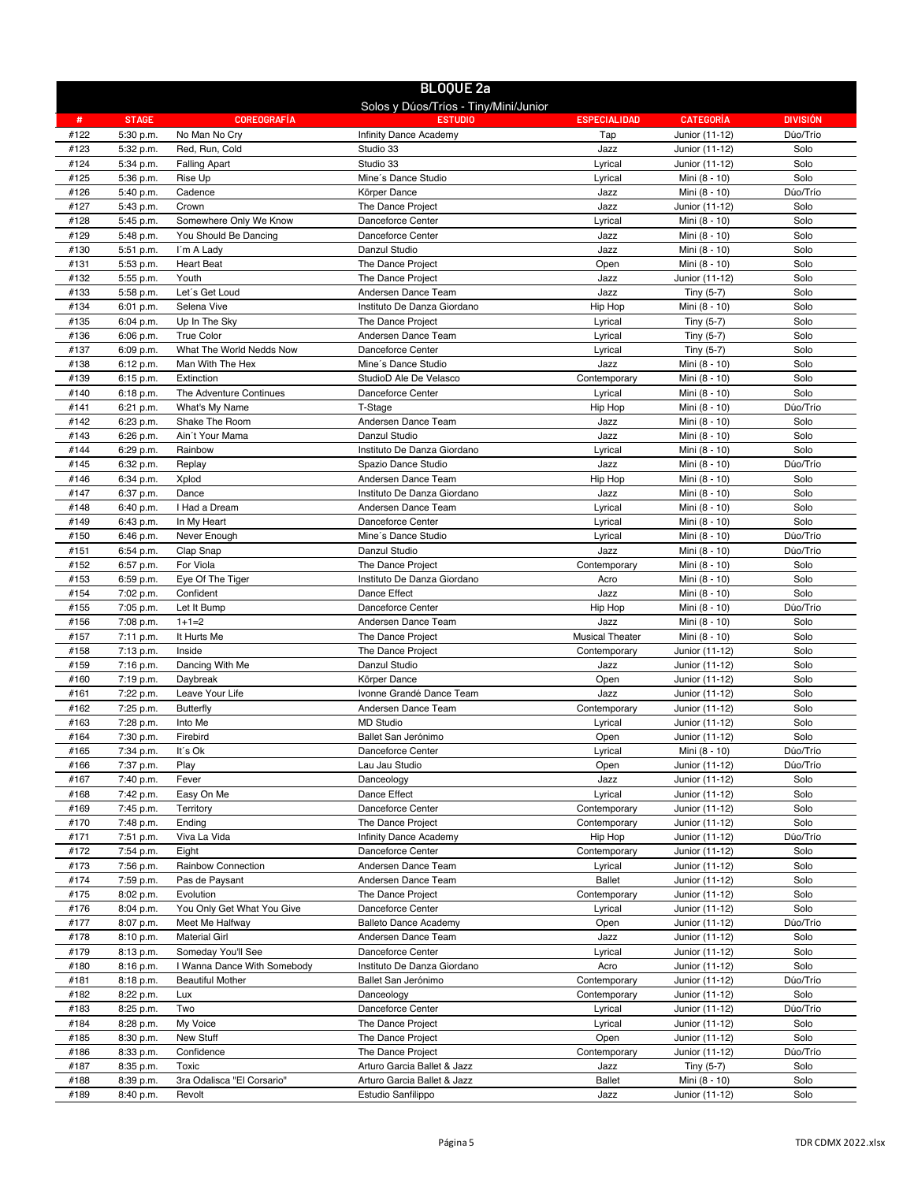## BLOQUE 2a

Solos y Dúos/Tríos - Tiny/Mini/Junior

| # | STAGE | COREOGRAFÍA | ESTUDIO | ESPECIALIDAD | CATEGORÍA | DIVISIÓN |
|---|---|---|---|---|---|---|
| #122 | 5:30 p.m. | No Man No Cry | Infinity Dance Academy | Tap | Junior (11-12) | Dúo/Trío |
| #123 | 5:32 p.m. | Red, Run, Cold | Studio 33 | Jazz | Junior (11-12) | Solo |
| #124 | 5:34 p.m. | Falling Apart | Studio 33 | Lyrical | Junior (11-12) | Solo |
| #125 | 5:36 p.m. | Rise Up | Mine´s Dance Studio | Lyrical | Mini (8 - 10) | Solo |
| #126 | 5:40 p.m. | Cadence | Körper Dance | Jazz | Mini (8 - 10) | Dúo/Trío |
| #127 | 5:43 p.m. | Crown | The Dance Project | Jazz | Junior (11-12) | Solo |
| #128 | 5:45 p.m. | Somewhere Only We Know | Danceforce Center | Lyrical | Mini (8 - 10) | Solo |
| #129 | 5:48 p.m. | You Should Be Dancing | Danceforce Center | Jazz | Mini (8 - 10) | Solo |
| #130 | 5:51 p.m. | I´m A Lady | Danzul Studio | Jazz | Mini (8 - 10) | Solo |
| #131 | 5:53 p.m. | Heart Beat | The Dance Project | Open | Mini (8 - 10) | Solo |
| #132 | 5:55 p.m. | Youth | The Dance Project | Jazz | Junior (11-12) | Solo |
| #133 | 5:58 p.m. | Let´s Get Loud | Andersen Dance Team | Jazz | Tiny (5-7) | Solo |
| #134 | 6:01 p.m. | Selena Vive | Instituto De Danza Giordano | Hip Hop | Mini (8 - 10) | Solo |
| #135 | 6:04 p.m. | Up In The Sky | The Dance Project | Lyrical | Tiny (5-7) | Solo |
| #136 | 6:06 p.m. | True Color | Andersen Dance Team | Lyrical | Tiny (5-7) | Solo |
| #137 | 6:09 p.m. | What The World Nedds Now | Danceforce Center | Lyrical | Tiny (5-7) | Solo |
| #138 | 6:12 p.m. | Man With The Hex | Mine´s Dance Studio | Jazz | Mini (8 - 10) | Solo |
| #139 | 6:15 p.m. | Extinction | StudioD Ale De Velasco | Contemporary | Mini (8 - 10) | Solo |
| #140 | 6:18 p.m. | The Adventure Continues | Danceforce Center | Lyrical | Mini (8 - 10) | Solo |
| #141 | 6:21 p.m. | What's My Name | T-Stage | Hip Hop | Mini (8 - 10) | Dúo/Trío |
| #142 | 6:23 p.m. | Shake The Room | Andersen Dance Team | Jazz | Mini (8 - 10) | Solo |
| #143 | 6:26 p.m. | Ain´t Your Mama | Danzul Studio | Jazz | Mini (8 - 10) | Solo |
| #144 | 6:29 p.m. | Rainbow | Instituto De Danza Giordano | Lyrical | Mini (8 - 10) | Solo |
| #145 | 6:32 p.m. | Replay | Spazio Dance Studio | Jazz | Mini (8 - 10) | Dúo/Trío |
| #146 | 6:34 p.m. | Xplod | Andersen Dance Team | Hip Hop | Mini (8 - 10) | Solo |
| #147 | 6:37 p.m. | Dance | Instituto De Danza Giordano | Jazz | Mini (8 - 10) | Solo |
| #148 | 6:40 p.m. | I Had a Dream | Andersen Dance Team | Lyrical | Mini (8 - 10) | Solo |
| #149 | 6:43 p.m. | In My Heart | Danceforce Center | Lyrical | Mini (8 - 10) | Solo |
| #150 | 6:46 p.m. | Never Enough | Mine´s Dance Studio | Lyrical | Mini (8 - 10) | Dúo/Trío |
| #151 | 6:54 p.m. | Clap Snap | Danzul Studio | Jazz | Mini (8 - 10) | Dúo/Trío |
| #152 | 6:57 p.m. | For Viola | The Dance Project | Contemporary | Mini (8 - 10) | Solo |
| #153 | 6:59 p.m. | Eye Of The Tiger | Instituto De Danza Giordano | Acro | Mini (8 - 10) | Solo |
| #154 | 7:02 p.m. | Confident | Dance Effect | Jazz | Mini (8 - 10) | Solo |
| #155 | 7:05 p.m. | Let It Bump | Danceforce Center | Hip Hop | Mini (8 - 10) | Dúo/Trío |
| #156 | 7:08 p.m. | 1+1=2 | Andersen Dance Team | Jazz | Mini (8 - 10) | Solo |
| #157 | 7:11 p.m. | It Hurts Me | The Dance Project | Musical Theater | Mini (8 - 10) | Solo |
| #158 | 7:13 p.m. | Inside | The Dance Project | Contemporary | Junior (11-12) | Solo |
| #159 | 7:16 p.m. | Dancing With Me | Danzul Studio | Jazz | Junior (11-12) | Solo |
| #160 | 7:19 p.m. | Daybreak | Körper Dance | Open | Junior (11-12) | Solo |
| #161 | 7:22 p.m. | Leave Your Life | Ivonne Grandé Dance Team | Jazz | Junior (11-12) | Solo |
| #162 | 7:25 p.m. | Butterfly | Andersen Dance Team | Contemporary | Junior (11-12) | Solo |
| #163 | 7:28 p.m. | Into Me | MD Studio | Lyrical | Junior (11-12) | Solo |
| #164 | 7:30 p.m. | Firebird | Ballet San Jerónimo | Open | Junior (11-12) | Solo |
| #165 | 7:34 p.m. | It´s Ok | Danceforce Center | Lyrical | Mini (8 - 10) | Dúo/Trío |
| #166 | 7:37 p.m. | Play | Lau Jau Studio | Open | Junior (11-12) | Dúo/Trío |
| #167 | 7:40 p.m. | Fever | Danceology | Jazz | Junior (11-12) | Solo |
| #168 | 7:42 p.m. | Easy On Me | Dance Effect | Lyrical | Junior (11-12) | Solo |
| #169 | 7:45 p.m. | Territory | Danceforce Center | Contemporary | Junior (11-12) | Solo |
| #170 | 7:48 p.m. | Ending | The Dance Project | Contemporary | Junior (11-12) | Solo |
| #171 | 7:51 p.m. | Viva La Vida | Infinity Dance Academy | Hip Hop | Junior (11-12) | Dúo/Trío |
| #172 | 7:54 p.m. | Eight | Danceforce Center | Contemporary | Junior (11-12) | Solo |
| #173 | 7:56 p.m. | Rainbow Connection | Andersen Dance Team | Lyrical | Junior (11-12) | Solo |
| #174 | 7:59 p.m. | Pas de Paysant | Andersen Dance Team | Ballet | Junior (11-12) | Solo |
| #175 | 8:02 p.m. | Evolution | The Dance Project | Contemporary | Junior (11-12) | Solo |
| #176 | 8:04 p.m. | You Only Get What You Give | Danceforce Center | Lyrical | Junior (11-12) | Solo |
| #177 | 8:07 p.m. | Meet Me Halfway | Balleto Dance Academy | Open | Junior (11-12) | Dúo/Trío |
| #178 | 8:10 p.m. | Material Girl | Andersen Dance Team | Jazz | Junior (11-12) | Solo |
| #179 | 8:13 p.m. | Someday You'll See | Danceforce Center | Lyrical | Junior (11-12) | Solo |
| #180 | 8:16 p.m. | I Wanna Dance With Somebody | Instituto De Danza Giordano | Acro | Junior (11-12) | Solo |
| #181 | 8:18 p.m. | Beautiful Mother | Ballet San Jerónimo | Contemporary | Junior (11-12) | Dúo/Trío |
| #182 | 8:22 p.m. | Lux | Danceology | Contemporary | Junior (11-12) | Solo |
| #183 | 8:25 p.m. | Two | Danceforce Center | Lyrical | Junior (11-12) | Dúo/Trío |
| #184 | 8:28 p.m. | My Voice | The Dance Project | Lyrical | Junior (11-12) | Solo |
| #185 | 8:30 p.m. | New Stuff | The Dance Project | Open | Junior (11-12) | Solo |
| #186 | 8:33 p.m. | Confidence | The Dance Project | Contemporary | Junior (11-12) | Dúo/Trío |
| #187 | 8:35 p.m. | Toxic | Arturo Garcia Ballet & Jazz | Jazz | Tiny (5-7) | Solo |
| #188 | 8:39 p.m. | 3ra Odalisca "El Corsario" | Arturo Garcia Ballet & Jazz | Ballet | Mini (8 - 10) | Solo |
| #189 | 8:40 p.m. | Revolt | Estudio Sanfilippo | Jazz | Junior (11-12) | Solo |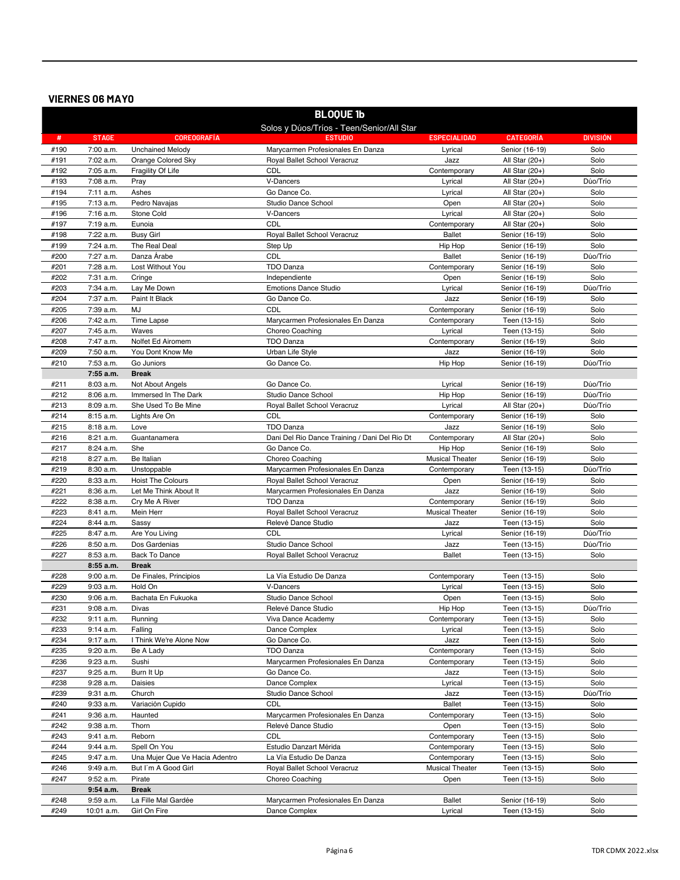## VIERNES 06 MAYO

| BLOQUE 1b | | | | | | |
|---|---|---|---|---|---|---|
| Solos y Dúos/Tríos - Teen/Senior/All Star | | | | | | |
| # | STAGE | COREOGRAFÍA | ESTUDIO | ESPECIALIDAD | CATEGORÍA | DIVISIÓN |
| #190 | 7:00 a.m. | Unchained Melody | Marycarmen Profesionales En Danza | Lyrical | Senior (16-19) | Solo |
| #191 | 7:02 a.m. | Orange Colored Sky | Royal Ballet School Veracruz | Jazz | All Star (20+) | Solo |
| #192 | 7:05 a.m. | Fragility Of Life | CDL | Contemporary | All Star (20+) | Solo |
| #193 | 7:08 a.m. | Pray | V-Dancers | Lyrical | All Star (20+) | Dúo/Trío |
| #194 | 7:11 a.m. | Ashes | Go Dance Co. | Lyrical | All Star (20+) | Solo |
| #195 | 7:13 a.m. | Pedro Navajas | Studio Dance School | Open | All Star (20+) | Solo |
| #196 | 7:16 a.m. | Stone Cold | V-Dancers | Lyrical | All Star (20+) | Solo |
| #197 | 7:19 a.m. | Eunoia | CDL | Contemporary | All Star (20+) | Solo |
| #198 | 7:22 a.m. | Busy Girl | Royal Ballet School Veracruz | Ballet | Senior (16-19) | Solo |
| #199 | 7:24 a.m. | The Real Deal | Step Up | Hip Hop | Senior (16-19) | Solo |
| #200 | 7:27 a.m. | Danza Árabe | CDL | Ballet | Senior (16-19) | Dúo/Trío |
| #201 | 7:28 a.m. | Lost Without You | TDO Danza | Contemporary | Senior (16-19) | Solo |
| #202 | 7:31 a.m. | Cringe | Independiente | Open | Senior (16-19) | Solo |
| #203 | 7:34 a.m. | Lay Me Down | Emotions Dance Studio | Lyrical | Senior (16-19) | Dúo/Trío |
| #204 | 7:37 a.m. | Paint It Black | Go Dance Co. | Jazz | Senior (16-19) | Solo |
| #205 | 7:39 a.m. | MJ | CDL | Contemporary | Senior (16-19) | Solo |
| #206 | 7:42 a.m. | Time Lapse | Marycarmen Profesionales En Danza | Contemporary | Teen (13-15) | Solo |
| #207 | 7:45 a.m. | Waves | Choreo Coaching | Lyrical | Teen (13-15) | Solo |
| #208 | 7:47 a.m. | Nolfet Ed Airomem | TDO Danza | Contemporary | Senior (16-19) | Solo |
| #209 | 7:50 a.m. | You Dont Know Me | Urban Life Style | Jazz | Senior (16-19) | Solo |
| #210 | 7:53 a.m. | Go Juniors | Go Dance Co. | Hip Hop | Senior (16-19) | Dúo/Trío |
| | **7:55 a.m.** | **Break** | | | | |
| #211 | 8:03 a.m. | Not About Angels | Go Dance Co. | Lyrical | Senior (16-19) | Dúo/Trío |
| #212 | 8:06 a.m. | Immersed In The Dark | Studio Dance School | Hip Hop | Senior (16-19) | Dúo/Trío |
| #213 | 8:09 a.m. | She Used To Be Mine | Royal Ballet School Veracruz | Lyrical | All Star (20+) | Dúo/Trío |
| #214 | 8:15 a.m. | Lights Are On | CDL | Contemporary | Senior (16-19) | Solo |
| #215 | 8:18 a.m. | Love | TDO Danza | Jazz | Senior (16-19) | Solo |
| #216 | 8:21 a.m. | Guantanamera | Dani Del Rio Dance Training / Dani Del Rio Dt | Contemporary | All Star (20+) | Solo |
| #217 | 8:24 a.m. | She | Go Dance Co. | Hip Hop | Senior (16-19) | Solo |
| #218 | 8:27 a.m. | Be Italian | Choreo Coaching | Musical Theater | Senior (16-19) | Solo |
| #219 | 8:30 a.m. | Unstoppable | Marycarmen Profesionales En Danza | Contemporary | Teen (13-15) | Dúo/Trío |
| #220 | 8:33 a.m. | Hoist The Colours | Royal Ballet School Veracruz | Open | Senior (16-19) | Solo |
| #221 | 8:36 a.m. | Let Me Think About It | Marycarmen Profesionales En Danza | Jazz | Senior (16-19) | Solo |
| #222 | 8:38 a.m. | Cry Me A River | TDO Danza | Contemporary | Senior (16-19) | Solo |
| #223 | 8:41 a.m. | Mein Herr | Royal Ballet School Veracruz | Musical Theater | Senior (16-19) | Solo |
| #224 | 8:44 a.m. | Sassy | Relevé Dance Studio | Jazz | Teen (13-15) | Solo |
| #225 | 8:47 a.m. | Are You Living | CDL | Lyrical | Senior (16-19) | Dúo/Trío |
| #226 | 8:50 a.m. | Dos Gardenias | Studio Dance School | Jazz | Teen (13-15) | Dúo/Trío |
| #227 | 8:53 a.m. | Back To Dance | Royal Ballet School Veracruz | Ballet | Teen (13-15) | Solo |
| | **8:55 a.m.** | **Break** | | | | |
| #228 | 9:00 a.m. | De Finales, Principios | La Vía Estudio De Danza | Contemporary | Teen (13-15) | Solo |
| #229 | 9:03 a.m. | Hold On | V-Dancers | Lyrical | Teen (13-15) | Solo |
| #230 | 9:06 a.m. | Bachata En Fukuoka | Studio Dance School | Open | Teen (13-15) | Solo |
| #231 | 9:08 a.m. | Divas | Relevé Dance Studio | Hip Hop | Teen (13-15) | Dúo/Trío |
| #232 | 9:11 a.m. | Running | Viva Dance Academy | Contemporary | Teen (13-15) | Solo |
| #233 | 9:14 a.m. | Falling | Dance Complex | Lyrical | Teen (13-15) | Solo |
| #234 | 9:17 a.m. | I Think We're Alone Now | Go Dance Co. | Jazz | Teen (13-15) | Solo |
| #235 | 9:20 a.m. | Be A Lady | TDO Danza | Contemporary | Teen (13-15) | Solo |
| #236 | 9:23 a.m. | Sushi | Marycarmen Profesionales En Danza | Contemporary | Teen (13-15) | Solo |
| #237 | 9:25 a.m. | Burn It Up | Go Dance Co. | Jazz | Teen (13-15) | Solo |
| #238 | 9:28 a.m. | Daisies | Dance Complex | Lyrical | Teen (13-15) | Solo |
| #239 | 9:31 a.m. | Church | Studio Dance School | Jazz | Teen (13-15) | Dúo/Trío |
| #240 | 9:33 a.m. | Variación Cupido | CDL | Ballet | Teen (13-15) | Solo |
| #241 | 9:36 a.m. | Haunted | Marycarmen Profesionales En Danza | Contemporary | Teen (13-15) | Solo |
| #242 | 9:38 a.m. | Thorn | Relevé Dance Studio | Open | Teen (13-15) | Solo |
| #243 | 9:41 a.m. | Reborn | CDL | Contemporary | Teen (13-15) | Solo |
| #244 | 9:44 a.m. | Spell On You | Estudio Danzart Mérida | Contemporary | Teen (13-15) | Solo |
| #245 | 9:47 a.m. | Una Mujer Que Ve Hacia Adentro | La Vía Estudio De Danza | Contemporary | Teen (13-15) | Solo |
| #246 | 9:49 a.m. | But I´m A Good Girl | Royal Ballet School Veracruz | Musical Theater | Teen (13-15) | Solo |
| #247 | 9:52 a.m. | Pirate | Choreo Coaching | Open | Teen (13-15) | Solo |
| | **9:54 a.m.** | **Break** | | | | |
| #248 | 9:59 a.m. | La Fille Mal Gardée | Marycarmen Profesionales En Danza | Ballet | Senior (16-19) | Solo |
| #249 | 10:01 a.m. | Girl On Fire | Dance Complex | Lyrical | Teen (13-15) | Solo |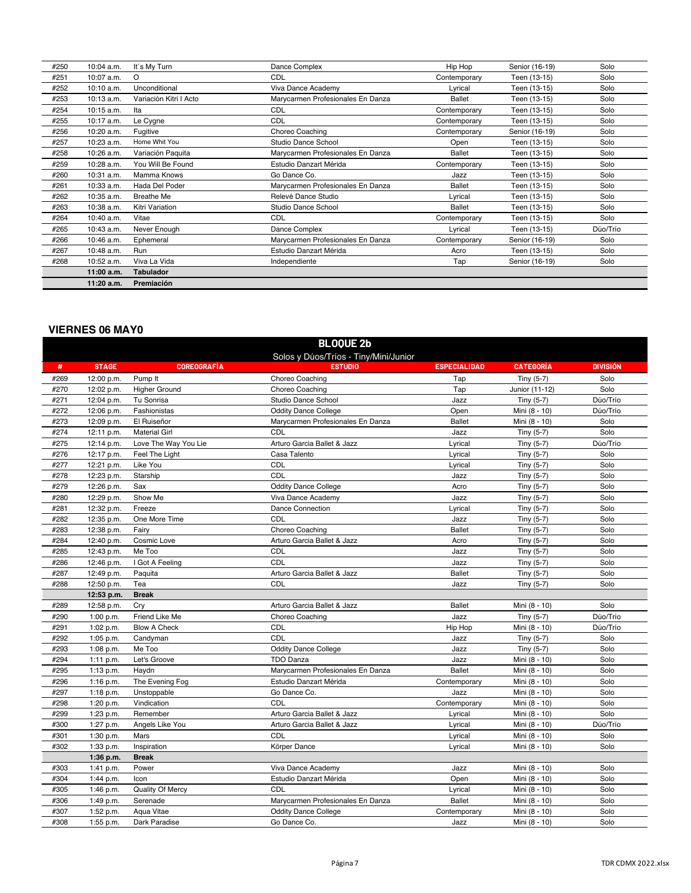| # | Stage | Coreografía | Estudio | Especialidad | Categoría | División |
|---|---|---|---|---|---|---|
| #250 | 10:04 a.m. | It´s My Turn | Dance Complex | Hip Hop | Senior (16-19) | Solo |
| #251 | 10:07 a.m. | O | CDL | Contemporary | Teen (13-15) | Solo |
| #252 | 10:10 a.m. | Unconditional | Viva Dance Academy | Lyrical | Teen (13-15) | Solo |
| #253 | 10:13 a.m. | Variación Kitri I Acto | Marycarmen Profesionales En Danza | Ballet | Teen (13-15) | Solo |
| #254 | 10:15 a.m. | Ita | CDL | Contemporary | Teen (13-15) | Solo |
| #255 | 10:17 a.m. | Le Cygne | CDL | Contemporary | Teen (13-15) | Solo |
| #256 | 10:20 a.m. | Fugitive | Choreo Coaching | Contemporary | Senior (16-19) | Solo |
| #257 | 10:23 a.m. | Home Whit You | Studio Dance School | Open | Teen (13-15) | Solo |
| #258 | 10:26 a.m. | Variación Paquita | Marycarmen Profesionales En Danza | Ballet | Teen (13-15) | Solo |
| #259 | 10:28 a.m. | You Will Be Found | Estudio Danzart Mérida | Contemporary | Teen (13-15) | Solo |
| #260 | 10:31 a.m. | Mamma Knows | Go Dance Co. | Jazz | Teen (13-15) | Solo |
| #261 | 10:33 a.m. | Hada Del Poder | Marycarmen Profesionales En Danza | Ballet | Teen (13-15) | Solo |
| #262 | 10:35 a.m. | Breathe Me | Relevé Dance Studio | Lyrical | Teen (13-15) | Solo |
| #263 | 10:38 a.m. | Kitri Variation | Studio Dance School | Ballet | Teen (13-15) | Solo |
| #264 | 10:40 a.m. | Vitae | CDL | Contemporary | Teen (13-15) | Solo |
| #265 | 10:43 a.m. | Never Enough | Dance Complex | Lyrical | Teen (13-15) | Dúo/Trío |
| #266 | 10:46 a.m. | Ephemeral | Marycarmen Profesionales En Danza | Contemporary | Senior (16-19) | Solo |
| #267 | 10:48 a.m. | Run | Estudio Danzart Mérida | Acro | Teen (13-15) | Solo |
| #268 | 10:52 a.m. | Viva La Vida | Independiente | Tap | Senior (16-19) | Solo |
| | **11:00 a.m.** | **Tabulador** | | | | |
| | **11:20 a.m.** | **Premiación** | | | | |

## VIERNES 06 MAYO

**BLOQUE 2b**

Solos y Dúos/Tríos - Tiny/Mini/Junior

| # | STAGE | COREOGRAFÍA | ESTUDIO | ESPECIALIDAD | CATEGORÍA | DIVISIÓN |
|---|---|---|---|---|---|---|
| #269 | 12:00 p.m. | Pump It | Choreo Coaching | Tap | Tiny (5-7) | Solo |
| #270 | 12:02 p.m. | Higher Ground | Choreo Coaching | Tap | Junior (11-12) | Solo |
| #271 | 12:04 p.m. | Tu Sonrisa | Studio Dance School | Jazz | Tiny (5-7) | Dúo/Trío |
| #272 | 12:06 p.m. | Fashionistas | Oddity Dance College | Open | Mini (8 - 10) | Dúo/Trío |
| #273 | 12:09 p.m. | El Ruiseñor | Marycarmen Profesionales En Danza | Ballet | Mini (8 - 10) | Solo |
| #274 | 12:11 p.m. | Material Girl | CDL | Jazz | Tiny (5-7) | Solo |
| #275 | 12:14 p.m. | Love The Way You Lie | Arturo Garcia Ballet & Jazz | Lyrical | Tiny (5-7) | Dúo/Trío |
| #276 | 12:17 p.m. | Feel The Light | Casa Talento | Lyrical | Tiny (5-7) | Solo |
| #277 | 12:21 p.m. | Like You | CDL | Lyrical | Tiny (5-7) | Solo |
| #278 | 12:23 p.m. | Starship | CDL | Jazz | Tiny (5-7) | Solo |
| #279 | 12:26 p.m. | Sax | Oddity Dance College | Acro | Tiny (5-7) | Solo |
| #280 | 12:29 p.m. | Show Me | Viva Dance Academy | Jazz | Tiny (5-7) | Solo |
| #281 | 12:32 p.m. | Freeze | Dance Connection | Lyrical | Tiny (5-7) | Solo |
| #282 | 12:35 p.m. | One More Time | CDL | Jazz | Tiny (5-7) | Solo |
| #283 | 12:38 p.m. | Fairy | Choreo Coaching | Ballet | Tiny (5-7) | Solo |
| #284 | 12:40 p.m. | Cosmic Love | Arturo Garcia Ballet & Jazz | Acro | Tiny (5-7) | Solo |
| #285 | 12:43 p.m. | Me Too | CDL | Jazz | Tiny (5-7) | Solo |
| #286 | 12:46 p.m. | I Got A Feeling | CDL | Jazz | Tiny (5-7) | Solo |
| #287 | 12:49 p.m. | Paquita | Arturo Garcia Ballet & Jazz | Ballet | Tiny (5-7) | Solo |
| #288 | 12:50 p.m. | Tea | CDL | Jazz | Tiny (5-7) | Solo |
| | **12:53 p.m.** | **Break** | | | | |
| #289 | 12:58 p.m. | Cry | Arturo Garcia Ballet & Jazz | Ballet | Mini (8 - 10) | Solo |
| #290 | 1:00 p.m. | Friend Like Me | Choreo Coaching | Jazz | Tiny (5-7) | Dúo/Trío |
| #291 | 1:02 p.m. | Blow A Check | CDL | Hip Hop | Mini (8 - 10) | Dúo/Trío |
| #292 | 1:05 p.m. | Candyman | CDL | Jazz | Tiny (5-7) | Solo |
| #293 | 1:08 p.m. | Me Too | Oddity Dance College | Jazz | Tiny (5-7) | Solo |
| #294 | 1:11 p.m. | Let's Groove | TDO Danza | Jazz | Mini (8 - 10) | Solo |
| #295 | 1:13 p.m. | Haydn | Marycarmen Profesionales En Danza | Ballet | Mini (8 - 10) | Solo |
| #296 | 1:16 p.m. | The Evening Fog | Estudio Danzart Mérida | Contemporary | Mini (8 - 10) | Solo |
| #297 | 1:18 p.m. | Unstoppable | Go Dance Co. | Jazz | Mini (8 - 10) | Solo |
| #298 | 1:20 p.m. | Vindication | CDL | Contemporary | Mini (8 - 10) | Solo |
| #299 | 1:23 p.m. | Remember | Arturo Garcia Ballet & Jazz | Lyrical | Mini (8 - 10) | Solo |
| #300 | 1:27 p.m. | Angels Like You | Arturo Garcia Ballet & Jazz | Lyrical | Mini (8 - 10) | Dúo/Trío |
| #301 | 1:30 p.m. | Mars | CDL | Lyrical | Mini (8 - 10) | Solo |
| #302 | 1:33 p.m. | Inspiration | Körper Dance | Lyrical | Mini (8 - 10) | Solo |
| | **1:36 p.m.** | **Break** | | | | |
| #303 | 1:41 p.m. | Power | Viva Dance Academy | Jazz | Mini (8 - 10) | Solo |
| #304 | 1:44 p.m. | Icon | Estudio Danzart Mérida | Open | Mini (8 - 10) | Solo |
| #305 | 1:46 p.m. | Quality Of Mercy | CDL | Lyrical | Mini (8 - 10) | Solo |
| #306 | 1:49 p.m. | Serenade | Marycarmen Profesionales En Danza | Ballet | Mini (8 - 10) | Solo |
| #307 | 1:52 p.m. | Aqua Vitae | Oddity Dance College | Contemporary | Mini (8 - 10) | Solo |
| #308 | 1:55 p.m. | Dark Paradise | Go Dance Co. | Jazz | Mini (8 - 10) | Solo |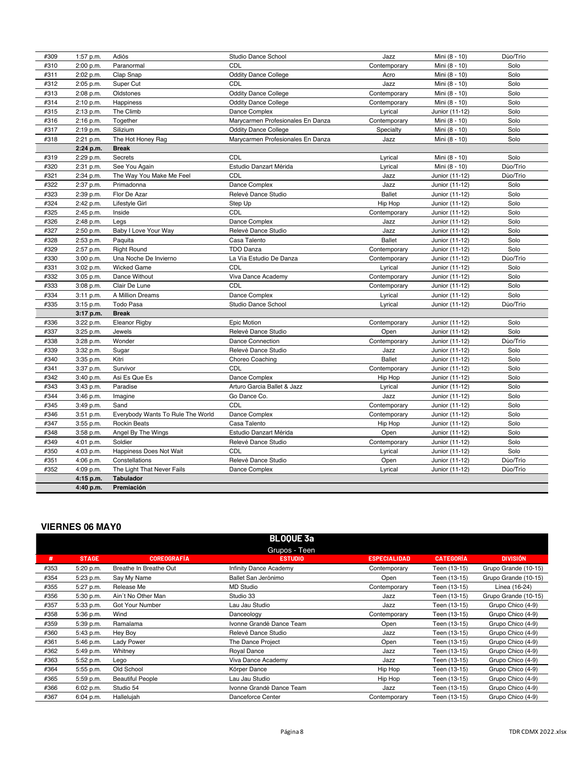| # | Stage | Coreografía | Estudio | Especialidad | Categoría | División |
|---|---|---|---|---|---|---|
| #309 | 1:57 p.m. | Adiós | Studio Dance School | Jazz | Mini (8 - 10) | Dúo/Trío |
| #310 | 2:00 p.m. | Paranormal | CDL | Contemporary | Mini (8 - 10) | Solo |
| #311 | 2:02 p.m. | Clap Snap | Oddity Dance College | Acro | Mini (8 - 10) | Solo |
| #312 | 2:05 p.m. | Super Cut | CDL | Jazz | Mini (8 - 10) | Solo |
| #313 | 2:08 p.m. | Oldstones | Oddity Dance College | Contemporary | Mini (8 - 10) | Solo |
| #314 | 2:10 p.m. | Happiness | Oddity Dance College | Contemporary | Mini (8 - 10) | Solo |
| #315 | 2:13 p.m. | The Climb | Dance Complex | Lyrical | Junior (11-12) | Solo |
| #316 | 2:16 p.m. | Together | Marycarmen Profesionales En Danza | Contemporary | Mini (8 - 10) | Solo |
| #317 | 2:19 p.m. | Silizium | Oddity Dance College | Specialty | Mini (8 - 10) | Solo |
| #318 | 2:21 p.m. | The Hot Honey Rag | Marycarmen Profesionales En Danza | Jazz | Mini (8 - 10) | Solo |
| | **2:24 p.m.** | **Break** | | | | |
| #319 | 2:29 p.m. | Secrets | CDL | Lyrical | Mini (8 - 10) | Solo |
| #320 | 2:31 p.m. | See You Again | Estudio Danzart Mérida | Lyrical | Mini (8 - 10) | Dúo/Trío |
| #321 | 2:34 p.m. | The Way You Make Me Feel | CDL | Jazz | Junior (11-12) | Dúo/Trío |
| #322 | 2:37 p.m. | Primadonna | Dance Complex | Jazz | Junior (11-12) | Solo |
| #323 | 2:39 p.m. | Flor De Azar | Relevé Dance Studio | Ballet | Junior (11-12) | Solo |
| #324 | 2:42 p.m. | Lifestyle Girl | Step Up | Hip Hop | Junior (11-12) | Solo |
| #325 | 2:45 p.m. | Inside | CDL | Contemporary | Junior (11-12) | Solo |
| #326 | 2:48 p.m. | Legs | Dance Complex | Jazz | Junior (11-12) | Solo |
| #327 | 2:50 p.m. | Baby I Love Your Way | Relevé Dance Studio | Jazz | Junior (11-12) | Solo |
| #328 | 2:53 p.m. | Paquita | Casa Talento | Ballet | Junior (11-12) | Solo |
| #329 | 2:57 p.m. | Right Round | TDO Danza | Contemporary | Junior (11-12) | Solo |
| #330 | 3:00 p.m. | Una Noche De Invierno | La Vía Estudio De Danza | Contemporary | Junior (11-12) | Dúo/Trío |
| #331 | 3:02 p.m. | Wicked Game | CDL | Lyrical | Junior (11-12) | Solo |
| #332 | 3:05 p.m. | Dance Without | Viva Dance Academy | Contemporary | Junior (11-12) | Solo |
| #333 | 3:08 p.m. | Clair De Lune | CDL | Contemporary | Junior (11-12) | Solo |
| #334 | 3:11 p.m. | A Million Dreams | Dance Complex | Lyrical | Junior (11-12) | Solo |
| #335 | 3:15 p.m. | Todo Pasa | Studio Dance School | Lyrical | Junior (11-12) | Dúo/Trío |
| | **3:17 p.m.** | **Break** | | | | |
| #336 | 3:22 p.m. | Eleanor Rigby | Epic Motion | Contemporary | Junior (11-12) | Solo |
| #337 | 3:25 p.m. | Jewels | Relevé Dance Studio | Open | Junior (11-12) | Solo |
| #338 | 3:28 p.m. | Wonder | Dance Connection | Contemporary | Junior (11-12) | Dúo/Trío |
| #339 | 3:32 p.m. | Sugar | Relevé Dance Studio | Jazz | Junior (11-12) | Solo |
| #340 | 3:35 p.m. | Kitri | Choreo Coaching | Ballet | Junior (11-12) | Solo |
| #341 | 3:37 p.m. | Survivor | CDL | Contemporary | Junior (11-12) | Solo |
| #342 | 3:40 p.m. | Asi Es Que Es | Dance Complex | Hip Hop | Junior (11-12) | Solo |
| #343 | 3:43 p.m. | Paradise | Arturo Garcia Ballet & Jazz | Lyrical | Junior (11-12) | Solo |
| #344 | 3:46 p.m. | Imagine | Go Dance Co. | Jazz | Junior (11-12) | Solo |
| #345 | 3:49 p.m. | Sand | CDL | Contemporary | Junior (11-12) | Solo |
| #346 | 3:51 p.m. | Everybody Wants To Rule The World | Dance Complex | Contemporary | Junior (11-12) | Solo |
| #347 | 3:55 p.m. | Rockin Beats | Casa Talento | Hip Hop | Junior (11-12) | Solo |
| #348 | 3:58 p.m. | Angel By The Wings | Estudio Danzart Mérida | Open | Junior (11-12) | Solo |
| #349 | 4:01 p.m. | Soldier | Relevé Dance Studio | Contemporary | Junior (11-12) | Solo |
| #350 | 4:03 p.m. | Happiness Does Not Wait | CDL | Lyrical | Junior (11-12) | Solo |
| #351 | 4:06 p.m. | Constellations | Relevé Dance Studio | Open | Junior (11-12) | Dúo/Trío |
| #352 | 4:09 p.m. | The Light That Never Fails | Dance Complex | Lyrical | Junior (11-12) | Dúo/Trío |
| | **4:15 p.m.** | **Tabulador** | | | | |
| | **4:40 p.m.** | **Premiación** | | | | |

## VIERNES 06 MAYO

**BLOQUE 3a**

Grupos - Teen

| # | STAGE | COREOGRAFÍA | ESTUDIO | ESPECIALIDAD | CATEGORÍA | DIVISIÓN |
|---|---|---|---|---|---|---|
| #353 | 5:20 p.m. | Breathe In Breathe Out | Infinity Dance Academy | Contemporary | Teen (13-15) | Grupo Grande (10-15) |
| #354 | 5:23 p.m. | Say My Name | Ballet San Jerónimo | Open | Teen (13-15) | Grupo Grande (10-15) |
| #355 | 5:27 p.m. | Release Me | MD Studio | Contemporary | Teen (13-15) | Línea (16-24) |
| #356 | 5:30 p.m. | Ain´t No Other Man | Studio 33 | Jazz | Teen (13-15) | Grupo Grande (10-15) |
| #357 | 5:33 p.m. | Got Your Number | Lau Jau Studio | Jazz | Teen (13-15) | Grupo Chico (4-9) |
| #358 | 5:36 p.m. | Wind | Danceology | Contemporary | Teen (13-15) | Grupo Chico (4-9) |
| #359 | 5:39 p.m. | Ramalama | Ivonne Grandé Dance Team | Open | Teen (13-15) | Grupo Chico (4-9) |
| #360 | 5:43 p.m. | Hey Boy | Relevé Dance Studio | Jazz | Teen (13-15) | Grupo Chico (4-9) |
| #361 | 5:46 p.m. | Lady Power | The Dance Project | Open | Teen (13-15) | Grupo Chico (4-9) |
| #362 | 5:49 p.m. | Whitney | Royal Dance | Jazz | Teen (13-15) | Grupo Chico (4-9) |
| #363 | 5:52 p.m. | Lego | Viva Dance Academy | Jazz | Teen (13-15) | Grupo Chico (4-9) |
| #364 | 5:55 p.m. | Old School | Körper Dance | Hip Hop | Teen (13-15) | Grupo Chico (4-9) |
| #365 | 5:59 p.m. | Beautiful People | Lau Jau Studio | Hip Hop | Teen (13-15) | Grupo Chico (4-9) |
| #366 | 6:02 p.m. | Studio 54 | Ivonne Grandé Dance Team | Jazz | Teen (13-15) | Grupo Chico (4-9) |
| #367 | 6:04 p.m. | Hallelujah | Danceforce Center | Contemporary | Teen (13-15) | Grupo Chico (4-9) |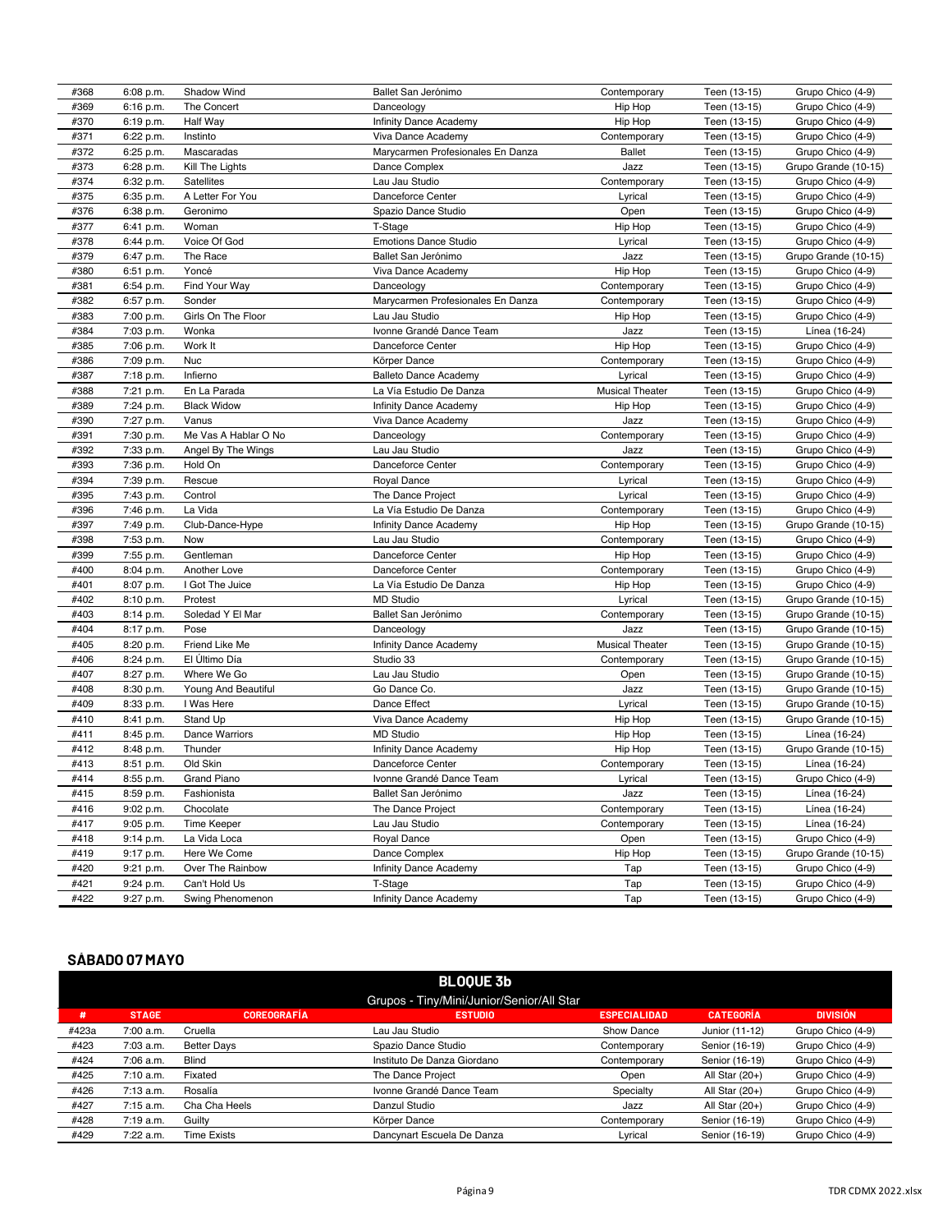| # | Stage | Coreografía | Estudio | Especialidad | Categoría | División |
|---|---|---|---|---|---|---|
| #368 | 6:08 p.m. | Shadow Wind | Ballet San Jerónimo | Contemporary | Teen (13-15) | Grupo Chico (4-9) |
| #369 | 6:16 p.m. | The Concert | Danceology | Hip Hop | Teen (13-15) | Grupo Chico (4-9) |
| #370 | 6:19 p.m. | Half Way | Infinity Dance Academy | Hip Hop | Teen (13-15) | Grupo Chico (4-9) |
| #371 | 6:22 p.m. | Instinto | Viva Dance Academy | Contemporary | Teen (13-15) | Grupo Chico (4-9) |
| #372 | 6:25 p.m. | Mascaradas | Marycarmen Profesionales En Danza | Ballet | Teen (13-15) | Grupo Chico (4-9) |
| #373 | 6:28 p.m. | Kill The Lights | Dance Complex | Jazz | Teen (13-15) | Grupo Grande (10-15) |
| #374 | 6:32 p.m. | Satellites | Lau Jau Studio | Contemporary | Teen (13-15) | Grupo Chico (4-9) |
| #375 | 6:35 p.m. | A Letter For You | Danceforce Center | Lyrical | Teen (13-15) | Grupo Chico (4-9) |
| #376 | 6:38 p.m. | Geronimo | Spazio Dance Studio | Open | Teen (13-15) | Grupo Chico (4-9) |
| #377 | 6:41 p.m. | Woman | T-Stage | Hip Hop | Teen (13-15) | Grupo Chico (4-9) |
| #378 | 6:44 p.m. | Voice Of God | Emotions Dance Studio | Lyrical | Teen (13-15) | Grupo Chico (4-9) |
| #379 | 6:47 p.m. | The Race | Ballet San Jerónimo | Jazz | Teen (13-15) | Grupo Grande (10-15) |
| #380 | 6:51 p.m. | Yoncé | Viva Dance Academy | Hip Hop | Teen (13-15) | Grupo Chico (4-9) |
| #381 | 6:54 p.m. | Find Your Way | Danceology | Contemporary | Teen (13-15) | Grupo Chico (4-9) |
| #382 | 6:57 p.m. | Sonder | Marycarmen Profesionales En Danza | Contemporary | Teen (13-15) | Grupo Chico (4-9) |
| #383 | 7:00 p.m. | Girls On The Floor | Lau Jau Studio | Hip Hop | Teen (13-15) | Grupo Chico (4-9) |
| #384 | 7:03 p.m. | Wonka | Ivonne Grandé Dance Team | Jazz | Teen (13-15) | Línea (16-24) |
| #385 | 7:06 p.m. | Work It | Danceforce Center | Hip Hop | Teen (13-15) | Grupo Chico (4-9) |
| #386 | 7:09 p.m. | Nuc | Körper Dance | Contemporary | Teen (13-15) | Grupo Chico (4-9) |
| #387 | 7:18 p.m. | Infierno | Balleto Dance Academy | Lyrical | Teen (13-15) | Grupo Chico (4-9) |
| #388 | 7:21 p.m. | En La Parada | La Vía Estudio De Danza | Musical Theater | Teen (13-15) | Grupo Chico (4-9) |
| #389 | 7:24 p.m. | Black Widow | Infinity Dance Academy | Hip Hop | Teen (13-15) | Grupo Chico (4-9) |
| #390 | 7:27 p.m. | Vanus | Viva Dance Academy | Jazz | Teen (13-15) | Grupo Chico (4-9) |
| #391 | 7:30 p.m. | Me Vas A Hablar O No | Danceology | Contemporary | Teen (13-15) | Grupo Chico (4-9) |
| #392 | 7:33 p.m. | Angel By The Wings | Lau Jau Studio | Jazz | Teen (13-15) | Grupo Chico (4-9) |
| #393 | 7:36 p.m. | Hold On | Danceforce Center | Contemporary | Teen (13-15) | Grupo Chico (4-9) |
| #394 | 7:39 p.m. | Rescue | Royal Dance | Lyrical | Teen (13-15) | Grupo Chico (4-9) |
| #395 | 7:43 p.m. | Control | The Dance Project | Lyrical | Teen (13-15) | Grupo Chico (4-9) |
| #396 | 7:46 p.m. | La Vida | La Vía Estudio De Danza | Contemporary | Teen (13-15) | Grupo Chico (4-9) |
| #397 | 7:49 p.m. | Club-Dance-Hype | Infinity Dance Academy | Hip Hop | Teen (13-15) | Grupo Grande (10-15) |
| #398 | 7:53 p.m. | Now | Lau Jau Studio | Contemporary | Teen (13-15) | Grupo Chico (4-9) |
| #399 | 7:55 p.m. | Gentleman | Danceforce Center | Hip Hop | Teen (13-15) | Grupo Chico (4-9) |
| #400 | 8:04 p.m. | Another Love | Danceforce Center | Contemporary | Teen (13-15) | Grupo Chico (4-9) |
| #401 | 8:07 p.m. | I Got The Juice | La Vía Estudio De Danza | Hip Hop | Teen (13-15) | Grupo Chico (4-9) |
| #402 | 8:10 p.m. | Protest | MD Studio | Lyrical | Teen (13-15) | Grupo Grande (10-15) |
| #403 | 8:14 p.m. | Soledad Y El Mar | Ballet San Jerónimo | Contemporary | Teen (13-15) | Grupo Grande (10-15) |
| #404 | 8:17 p.m. | Pose | Danceology | Jazz | Teen (13-15) | Grupo Grande (10-15) |
| #405 | 8:20 p.m. | Friend Like Me | Infinity Dance Academy | Musical Theater | Teen (13-15) | Grupo Grande (10-15) |
| #406 | 8:24 p.m. | El Último Día | Studio 33 | Contemporary | Teen (13-15) | Grupo Grande (10-15) |
| #407 | 8:27 p.m. | Where We Go | Lau Jau Studio | Open | Teen (13-15) | Grupo Grande (10-15) |
| #408 | 8:30 p.m. | Young And Beautiful | Go Dance Co. | Jazz | Teen (13-15) | Grupo Grande (10-15) |
| #409 | 8:33 p.m. | I Was Here | Dance Effect | Lyrical | Teen (13-15) | Grupo Grande (10-15) |
| #410 | 8:41 p.m. | Stand Up | Viva Dance Academy | Hip Hop | Teen (13-15) | Grupo Grande (10-15) |
| #411 | 8:45 p.m. | Dance Warriors | MD Studio | Hip Hop | Teen (13-15) | Línea (16-24) |
| #412 | 8:48 p.m. | Thunder | Infinity Dance Academy | Hip Hop | Teen (13-15) | Grupo Grande (10-15) |
| #413 | 8:51 p.m. | Old Skin | Danceforce Center | Contemporary | Teen (13-15) | Línea (16-24) |
| #414 | 8:55 p.m. | Grand Piano | Ivonne Grandé Dance Team | Lyrical | Teen (13-15) | Grupo Chico (4-9) |
| #415 | 8:59 p.m. | Fashionista | Ballet San Jerónimo | Jazz | Teen (13-15) | Línea (16-24) |
| #416 | 9:02 p.m. | Chocolate | The Dance Project | Contemporary | Teen (13-15) | Línea (16-24) |
| #417 | 9:05 p.m. | Time Keeper | Lau Jau Studio | Contemporary | Teen (13-15) | Línea (16-24) |
| #418 | 9:14 p.m. | La Vida Loca | Royal Dance | Open | Teen (13-15) | Grupo Chico (4-9) |
| #419 | 9:17 p.m. | Here We Come | Dance Complex | Hip Hop | Teen (13-15) | Grupo Grande (10-15) |
| #420 | 9:21 p.m. | Over The Rainbow | Infinity Dance Academy | Tap | Teen (13-15) | Grupo Chico (4-9) |
| #421 | 9:24 p.m. | Can't Hold Us | T-Stage | Tap | Teen (13-15) | Grupo Chico (4-9) |
| #422 | 9:27 p.m. | Swing Phenomenon | Infinity Dance Academy | Tap | Teen (13-15) | Grupo Chico (4-9) |

## SÁBADO 07 MAYO

### BLOQUE 3b

Grupos - Tiny/Mini/Junior/Senior/All Star

| # | STAGE | COREOGRAFÍA | ESTUDIO | ESPECIALIDAD | CATEGORÍA | DIVISIÓN |
|---|---|---|---|---|---|---|
| #423a | 7:00 a.m. | Cruella | Lau Jau Studio | Show Dance | Junior (11-12) | Grupo Chico (4-9) |
| #423 | 7:03 a.m. | Better Days | Spazio Dance Studio | Contemporary | Senior (16-19) | Grupo Chico (4-9) |
| #424 | 7:06 a.m. | Blind | Instituto De Danza Giordano | Contemporary | Senior (16-19) | Grupo Chico (4-9) |
| #425 | 7:10 a.m. | Fixated | The Dance Project | Open | All Star (20+) | Grupo Chico (4-9) |
| #426 | 7:13 a.m. | Rosalía | Ivonne Grandé Dance Team | Specialty | All Star (20+) | Grupo Chico (4-9) |
| #427 | 7:15 a.m. | Cha Cha Heels | Danzul Studio | Jazz | All Star (20+) | Grupo Chico (4-9) |
| #428 | 7:19 a.m. | Guilty | Körper Dance | Contemporary | Senior (16-19) | Grupo Chico (4-9) |
| #429 | 7:22 a.m. | Time Exists | Dancynart Escuela De Danza | Lyrical | Senior (16-19) | Grupo Chico (4-9) |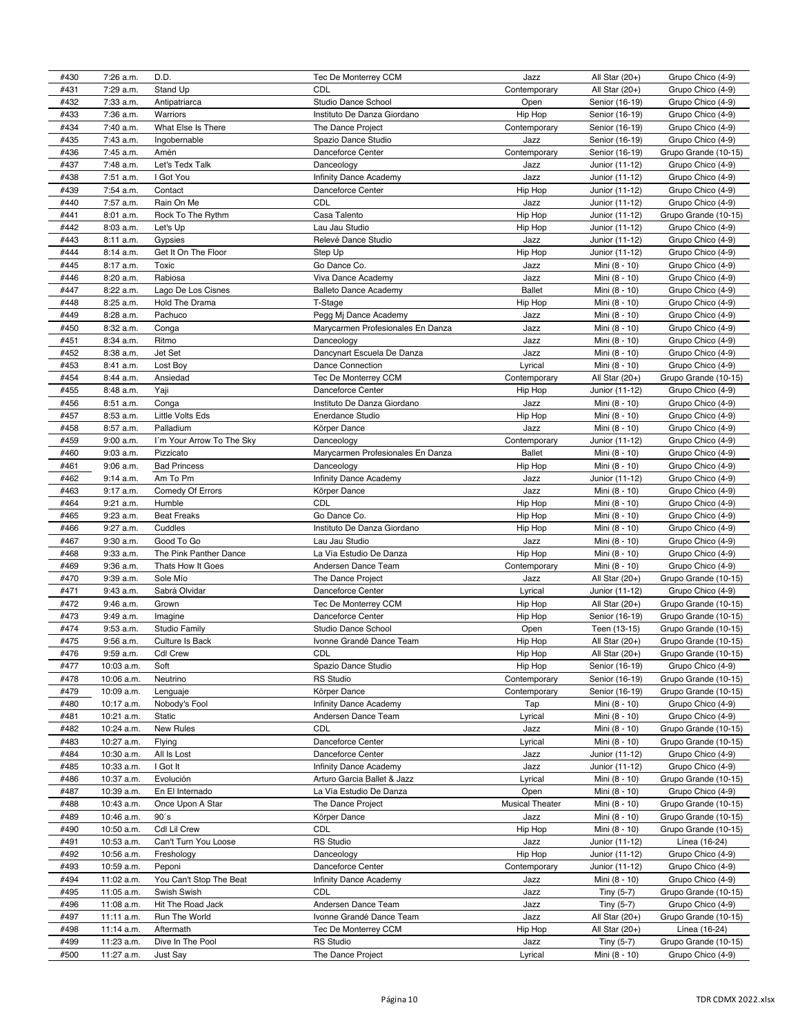| #430 | 7:26 a.m. | D.D. | Tec De Monterrey CCM | Jazz | All Star (20+) | Grupo Chico (4-9) |
|---|---|---|---|---|---|---|
| #431 | 7:29 a.m. | Stand Up | CDL | Contemporary | All Star (20+) | Grupo Chico (4-9) |
| #432 | 7:33 a.m. | Antipatriarca | Studio Dance School | Open | Senior (16-19) | Grupo Chico (4-9) |
| #433 | 7:36 a.m. | Warriors | Instituto De Danza Giordano | Hip Hop | Senior (16-19) | Grupo Chico (4-9) |
| #434 | 7:40 a.m. | What Else Is There | The Dance Project | Contemporary | Senior (16-19) | Grupo Chico (4-9) |
| #435 | 7:43 a.m. | Ingobernable | Spazio Dance Studio | Jazz | Senior (16-19) | Grupo Chico (4-9) |
| #436 | 7:45 a.m. | Amén | Danceforce Center | Contemporary | Senior (16-19) | Grupo Grande (10-15) |
| #437 | 7:48 a.m. | Let's Tedx Talk | Danceology | Jazz | Junior (11-12) | Grupo Chico (4-9) |
| #438 | 7:51 a.m. | I Got You | Infinity Dance Academy | Jazz | Junior (11-12) | Grupo Chico (4-9) |
| #439 | 7:54 a.m. | Contact | Danceforce Center | Hip Hop | Junior (11-12) | Grupo Chico (4-9) |
| #440 | 7:57 a.m. | Rain On Me | CDL | Jazz | Junior (11-12) | Grupo Chico (4-9) |
| #441 | 8:01 a.m. | Rock To The Rythm | Casa Talento | Hip Hop | Junior (11-12) | Grupo Grande (10-15) |
| #442 | 8:03 a.m. | Let's Up | Lau Jau Studio | Hip Hop | Junior (11-12) | Grupo Chico (4-9) |
| #443 | 8:11 a.m. | Gypsies | Relevé Dance Studio | Jazz | Junior (11-12) | Grupo Chico (4-9) |
| #444 | 8:14 a.m. | Get It On The Floor | Step Up | Hip Hop | Junior (11-12) | Grupo Chico (4-9) |
| #445 | 8:17 a.m. | Toxic | Go Dance Co. | Jazz | Mini (8 - 10) | Grupo Chico (4-9) |
| #446 | 8:20 a.m. | Rabiosa | Viva Dance Academy | Jazz | Mini (8 - 10) | Grupo Chico (4-9) |
| #447 | 8:22 a.m. | Lago De Los Cisnes | Balleto Dance Academy | Ballet | Mini (8 - 10) | Grupo Chico (4-9) |
| #448 | 8:25 a.m. | Hold The Drama | T-Stage | Hip Hop | Mini (8 - 10) | Grupo Chico (4-9) |
| #449 | 8:28 a.m. | Pachuco | Pegg Mj Dance Academy | Jazz | Mini (8 - 10) | Grupo Chico (4-9) |
| #450 | 8:32 a.m. | Conga | Marycarmen Profesionales En Danza | Jazz | Mini (8 - 10) | Grupo Chico (4-9) |
| #451 | 8:34 a.m. | Ritmo | Danceology | Jazz | Mini (8 - 10) | Grupo Chico (4-9) |
| #452 | 8:38 a.m. | Jet Set | Dancynart Escuela De Danza | Jazz | Mini (8 - 10) | Grupo Chico (4-9) |
| #453 | 8:41 a.m. | Lost Boy | Dance Connection | Lyrical | Mini (8 - 10) | Grupo Chico (4-9) |
| #454 | 8:44 a.m. | Ansiedad | Tec De Monterrey CCM | Contemporary | All Star (20+) | Grupo Grande (10-15) |
| #455 | 8:48 a.m. | Yaji | Danceforce Center | Hip Hop | Junior (11-12) | Grupo Chico (4-9) |
| #456 | 8:51 a.m. | Conga | Instituto De Danza Giordano | Jazz | Mini (8 - 10) | Grupo Chico (4-9) |
| #457 | 8:53 a.m. | Little Volts Eds | Enerdance Studio | Hip Hop | Mini (8 - 10) | Grupo Chico (4-9) |
| #458 | 8:57 a.m. | Palladium | Körper Dance | Jazz | Mini (8 - 10) | Grupo Chico (4-9) |
| #459 | 9:00 a.m. | I´m Your Arrow To The Sky | Danceology | Contemporary | Junior (11-12) | Grupo Chico (4-9) |
| #460 | 9:03 a.m. | Pizzicato | Marycarmen Profesionales En Danza | Ballet | Mini (8 - 10) | Grupo Chico (4-9) |
| #461 | 9:06 a.m. | Bad Princess | Danceology | Hip Hop | Mini (8 - 10) | Grupo Chico (4-9) |
| #462 | 9:14 a.m. | Am To Pm | Infinity Dance Academy | Jazz | Junior (11-12) | Grupo Chico (4-9) |
| #463 | 9:17 a.m. | Comedy Of Errors | Körper Dance | Jazz | Mini (8 - 10) | Grupo Chico (4-9) |
| #464 | 9:21 a.m. | Humble | CDL | Hip Hop | Mini (8 - 10) | Grupo Chico (4-9) |
| #465 | 9:23 a.m. | Beat Freaks | Go Dance Co. | Hip Hop | Mini (8 - 10) | Grupo Chico (4-9) |
| #466 | 9:27 a.m. | Cuddles | Instituto De Danza Giordano | Hip Hop | Mini (8 - 10) | Grupo Chico (4-9) |
| #467 | 9:30 a.m. | Good To Go | Lau Jau Studio | Jazz | Mini (8 - 10) | Grupo Chico (4-9) |
| #468 | 9:33 a.m. | The Pink Panther Dance | La Vía Estudio De Danza | Hip Hop | Mini (8 - 10) | Grupo Chico (4-9) |
| #469 | 9:36 a.m. | Thats How It Goes | Andersen Dance Team | Contemporary | Mini (8 - 10) | Grupo Chico (4-9) |
| #470 | 9:39 a.m. | Sole Mío | The Dance Project | Jazz | All Star (20+) | Grupo Grande (10-15) |
| #471 | 9:43 a.m. | Sabrá Olvidar | Danceforce Center | Lyrical | Junior (11-12) | Grupo Chico (4-9) |
| #472 | 9:46 a.m. | Grown | Tec De Monterrey CCM | Hip Hop | All Star (20+) | Grupo Grande (10-15) |
| #473 | 9:49 a.m. | Imagine | Danceforce Center | Hip Hop | Senior (16-19) | Grupo Grande (10-15) |
| #474 | 9:53 a.m. | Studio Family | Studio Dance School | Open | Teen (13-15) | Grupo Grande (10-15) |
| #475 | 9:56 a.m. | Culture Is Back | Ivonne Grandé Dance Team | Hip Hop | All Star (20+) | Grupo Grande (10-15) |
| #476 | 9:59 a.m. | Cdl Crew | CDL | Hip Hop | All Star (20+) | Grupo Grande (10-15) |
| #477 | 10:03 a.m. | Soft | Spazio Dance Studio | Hip Hop | Senior (16-19) | Grupo Chico (4-9) |
| #478 | 10:06 a.m. | Neutrino | RS Studio | Contemporary | Senior (16-19) | Grupo Grande (10-15) |
| #479 | 10:09 a.m. | Lenguaje | Körper Dance | Contemporary | Senior (16-19) | Grupo Grande (10-15) |
| #480 | 10:17 a.m. | Nobody's Fool | Infinity Dance Academy | Tap | Mini (8 - 10) | Grupo Chico (4-9) |
| #481 | 10:21 a.m. | Static | Andersen Dance Team | Lyrical | Mini (8 - 10) | Grupo Chico (4-9) |
| #482 | 10:24 a.m. | New Rules | CDL | Jazz | Mini (8 - 10) | Grupo Grande (10-15) |
| #483 | 10:27 a.m. | Flying | Danceforce Center | Lyrical | Mini (8 - 10) | Grupo Grande (10-15) |
| #484 | 10:30 a.m. | All Is Lost | Danceforce Center | Jazz | Junior (11-12) | Grupo Chico (4-9) |
| #485 | 10:33 a.m. | I Got It | Infinity Dance Academy | Jazz | Junior (11-12) | Grupo Chico (4-9) |
| #486 | 10:37 a.m. | Evolución | Arturo Garcia Ballet & Jazz | Lyrical | Mini (8 - 10) | Grupo Grande (10-15) |
| #487 | 10:39 a.m. | En El Internado | La Vía Estudio De Danza | Open | Mini (8 - 10) | Grupo Chico (4-9) |
| #488 | 10:43 a.m. | Once Upon A Star | The Dance Project | Musical Theater | Mini (8 - 10) | Grupo Grande (10-15) |
| #489 | 10:46 a.m. | 90´s | Körper Dance | Jazz | Mini (8 - 10) | Grupo Grande (10-15) |
| #490 | 10:50 a.m. | Cdl Lil Crew | CDL | Hip Hop | Mini (8 - 10) | Grupo Grande (10-15) |
| #491 | 10:53 a.m. | Can't Turn You Loose | RS Studio | Jazz | Junior (11-12) | Línea (16-24) |
| #492 | 10:56 a.m. | Freshology | Danceology | Hip Hop | Junior (11-12) | Grupo Chico (4-9) |
| #493 | 10:59 a.m. | Peponi | Danceforce Center | Contemporary | Junior (11-12) | Grupo Chico (4-9) |
| #494 | 11:02 a.m. | You Can't Stop The Beat | Infinity Dance Academy | Jazz | Mini (8 - 10) | Grupo Chico (4-9) |
| #495 | 11:05 a.m. | Swish Swish | CDL | Jazz | Tiny (5-7) | Grupo Grande (10-15) |
| #496 | 11:08 a.m. | Hit The Road Jack | Andersen Dance Team | Jazz | Tiny (5-7) | Grupo Chico (4-9) |
| #497 | 11:11 a.m. | Run The World | Ivonne Grandé Dance Team | Jazz | All Star (20+) | Grupo Grande (10-15) |
| #498 | 11:14 a.m. | Aftermath | Tec De Monterrey CCM | Hip Hop | All Star (20+) | Línea (16-24) |
| #499 | 11:23 a.m. | Dive In The Pool | RS Studio | Jazz | Tiny (5-7) | Grupo Grande (10-15) |
| #500 | 11:27 a.m. | Just Say | The Dance Project | Lyrical | Mini (8 - 10) | Grupo Chico (4-9) |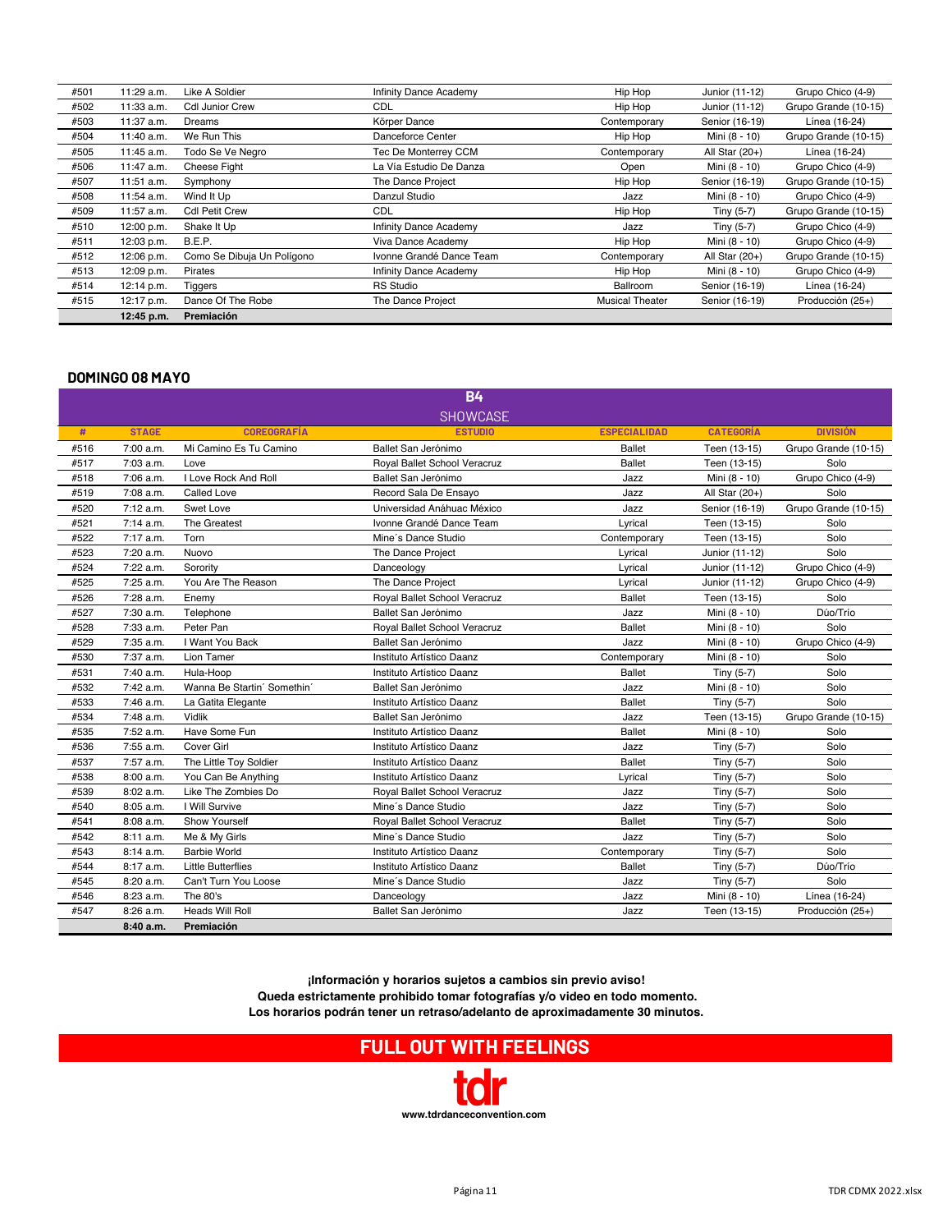| | | | | | | |
|---|---|---|---|---|---|---|
| #501 | 11:29 a.m. | Like A Soldier | Infinity Dance Academy | Hip Hop | Junior (11-12) | Grupo Chico (4-9) |
| #502 | 11:33 a.m. | Cdl Junior Crew | CDL | Hip Hop | Junior (11-12) | Grupo Grande (10-15) |
| #503 | 11:37 a.m. | Dreams | Körper Dance | Contemporary | Senior (16-19) | Línea (16-24) |
| #504 | 11:40 a.m. | We Run This | Danceforce Center | Hip Hop | Mini (8 - 10) | Grupo Grande (10-15) |
| #505 | 11:45 a.m. | Todo Se Ve Negro | Tec De Monterrey CCM | Contemporary | All Star (20+) | Línea (16-24) |
| #506 | 11:47 a.m. | Cheese Fight | La Vía Estudio De Danza | Open | Mini (8 - 10) | Grupo Chico (4-9) |
| #507 | 11:51 a.m. | Symphony | The Dance Project | Hip Hop | Senior (16-19) | Grupo Grande (10-15) |
| #508 | 11:54 a.m. | Wind It Up | Danzul Studio | Jazz | Mini (8 - 10) | Grupo Chico (4-9) |
| #509 | 11:57 a.m. | Cdl Petit Crew | CDL | Hip Hop | Tiny (5-7) | Grupo Grande (10-15) |
| #510 | 12:00 p.m. | Shake It Up | Infinity Dance Academy | Jazz | Tiny (5-7) | Grupo Chico (4-9) |
| #511 | 12:03 p.m. | B.E.P. | Viva Dance Academy | Hip Hop | Mini (8 - 10) | Grupo Chico (4-9) |
| #512 | 12:06 p.m. | Como Se Dibuja Un Polígono | Ivonne Grandé Dance Team | Contemporary | All Star (20+) | Grupo Grande (10-15) |
| #513 | 12:09 p.m. | Pirates | Infinity Dance Academy | Hip Hop | Mini (8 - 10) | Grupo Chico (4-9) |
| #514 | 12:14 p.m. | Tiggers | RS Studio | Ballroom | Senior (16-19) | Línea (16-24) |
| #515 | 12:17 p.m. | Dance Of The Robe | The Dance Project | Musical Theater | Senior (16-19) | Producción (25+) |
| | **12:45 p.m.** | **Premiación** | | | | |

## DOMINGO 08 MAYO

**B4**

SHOWCASE

| # | STAGE | COREOGRAFÍA | ESTUDIO | ESPECIALIDAD | CATEGORÍA | DIVISIÓN |
|---|---|---|---|---|---|---|
| #516 | 7:00 a.m. | Mi Camino Es Tu Camino | Ballet San Jerónimo | Ballet | Teen (13-15) | Grupo Grande (10-15) |
| #517 | 7:03 a.m. | Love | Royal Ballet School Veracruz | Ballet | Teen (13-15) | Solo |
| #518 | 7:06 a.m. | I Love Rock And Roll | Ballet San Jerónimo | Jazz | Mini (8 - 10) | Grupo Chico (4-9) |
| #519 | 7:08 a.m. | Called Love | Record Sala De Ensayo | Jazz | All Star (20+) | Solo |
| #520 | 7:12 a.m. | Swet Love | Universidad Anáhuac México | Jazz | Senior (16-19) | Grupo Grande (10-15) |
| #521 | 7:14 a.m. | The Greatest | Ivonne Grandé Dance Team | Lyrical | Teen (13-15) | Solo |
| #522 | 7:17 a.m. | Torn | Mine´s Dance Studio | Contemporary | Teen (13-15) | Solo |
| #523 | 7:20 a.m. | Nuovo | The Dance Project | Lyrical | Junior (11-12) | Solo |
| #524 | 7:22 a.m. | Sorority | Danceology | Lyrical | Junior (11-12) | Grupo Chico (4-9) |
| #525 | 7:25 a.m. | You Are The Reason | The Dance Project | Lyrical | Junior (11-12) | Grupo Chico (4-9) |
| #526 | 7:28 a.m. | Enemy | Royal Ballet School Veracruz | Ballet | Teen (13-15) | Solo |
| #527 | 7:30 a.m. | Telephone | Ballet San Jerónimo | Jazz | Mini (8 - 10) | Dúo/Trío |
| #528 | 7:33 a.m. | Peter Pan | Royal Ballet School Veracruz | Ballet | Mini (8 - 10) | Solo |
| #529 | 7:35 a.m. | I Want You Back | Ballet San Jerónimo | Jazz | Mini (8 - 10) | Grupo Chico (4-9) |
| #530 | 7:37 a.m. | Lion Tamer | Instituto Artístico Daanz | Contemporary | Mini (8 - 10) | Solo |
| #531 | 7:40 a.m. | Hula-Hoop | Instituto Artístico Daanz | Ballet | Tiny (5-7) | Solo |
| #532 | 7:42 a.m. | Wanna Be Startin´ Somethin´ | Ballet San Jerónimo | Jazz | Mini (8 - 10) | Solo |
| #533 | 7:46 a.m. | La Gatita Elegante | Instituto Artístico Daanz | Ballet | Tiny (5-7) | Solo |
| #534 | 7:48 a.m. | Vidlik | Ballet San Jerónimo | Jazz | Teen (13-15) | Grupo Grande (10-15) |
| #535 | 7:52 a.m. | Have Some Fun | Instituto Artístico Daanz | Ballet | Mini (8 - 10) | Solo |
| #536 | 7:55 a.m. | Cover Girl | Instituto Artístico Daanz | Jazz | Tiny (5-7) | Solo |
| #537 | 7:57 a.m. | The Little Toy Soldier | Instituto Artístico Daanz | Ballet | Tiny (5-7) | Solo |
| #538 | 8:00 a.m. | You Can Be Anything | Instituto Artístico Daanz | Lyrical | Tiny (5-7) | Solo |
| #539 | 8:02 a.m. | Like The Zombies Do | Royal Ballet School Veracruz | Jazz | Tiny (5-7) | Solo |
| #540 | 8:05 a.m. | I Will Survive | Mine´s Dance Studio | Jazz | Tiny (5-7) | Solo |
| #541 | 8:08 a.m. | Show Yourself | Royal Ballet School Veracruz | Ballet | Tiny (5-7) | Solo |
| #542 | 8:11 a.m. | Me & My Girls | Mine´s Dance Studio | Jazz | Tiny (5-7) | Solo |
| #543 | 8:14 a.m. | Barbie World | Instituto Artístico Daanz | Contemporary | Tiny (5-7) | Solo |
| #544 | 8:17 a.m. | Little Butterflies | Instituto Artístico Daanz | Ballet | Tiny (5-7) | Dúo/Trío |
| #545 | 8:20 a.m. | Can't Turn You Loose | Mine´s Dance Studio | Jazz | Tiny (5-7) | Solo |
| #546 | 8:23 a.m. | The 80's | Danceology | Jazz | Mini (8 - 10) | Línea (16-24) |
| #547 | 8:26 a.m. | Heads Will Roll | Ballet San Jerónimo | Jazz | Teen (13-15) | Producción (25+) |
| | **8:40 a.m.** | **Premiación** | | | | |

**¡Información y horarios sujetos a cambios sin previo aviso!**
**Queda estrictamente prohibido tomar fotografías y/o video en todo momento.**
**Los horarios podrán tener un retraso/adelanto de aproximadamente 30 minutos.**

**FULL OUT WITH FEELINGS**

tdr

**www.tdrdanceconvention.com**